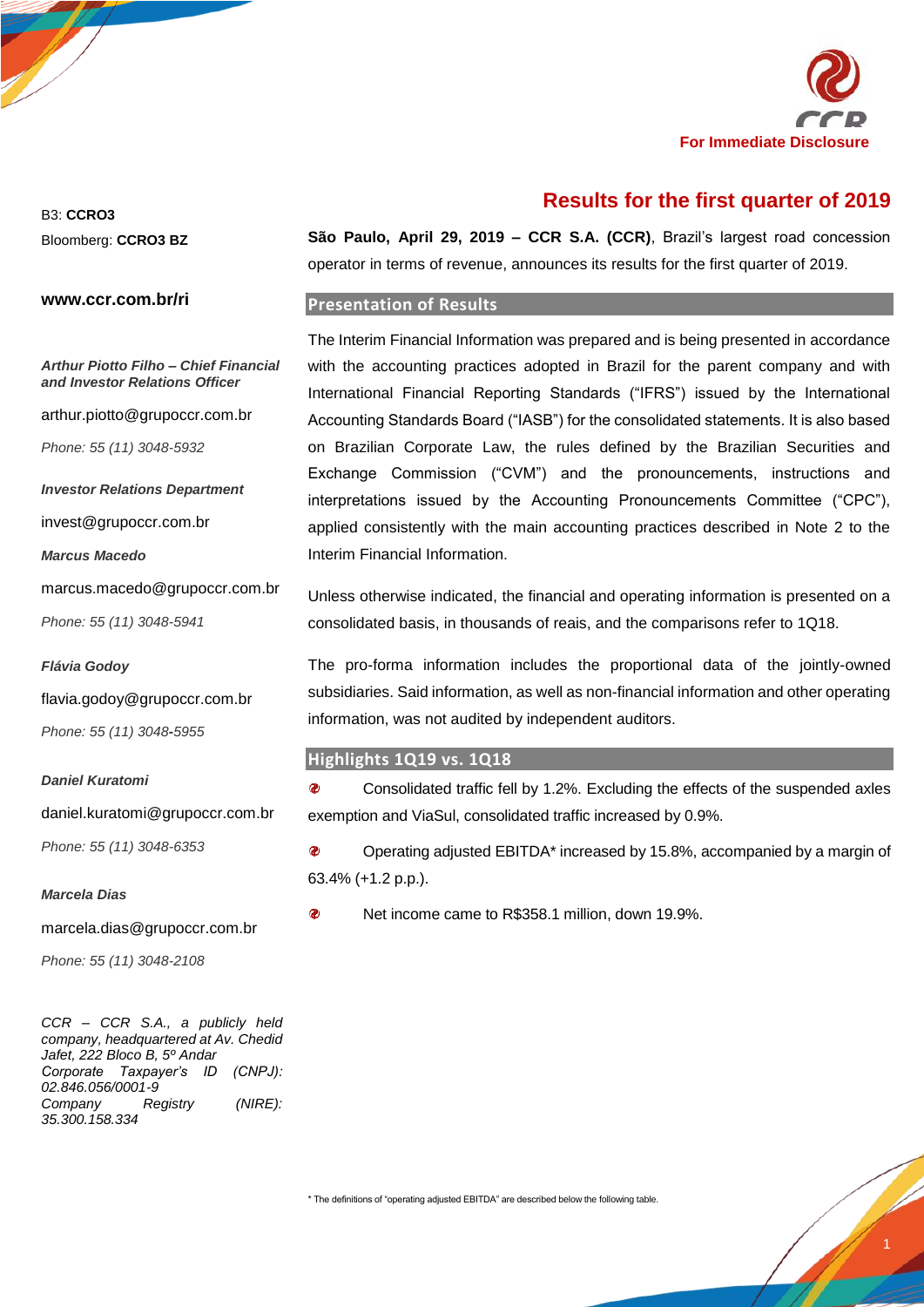For Immediate Disclosure

# Results for the first quarter of 2019

B3: **CCRO3**

Bloomberg: **CCRO3 BZ**

**www.ccr.com.br/ri**

***Arthur Piotto Filho – Chief Financial and Investor Relations Officer***

arthur.piotto@grupoccr.com.br

*Phone: 55 (11) 3048-5932*

***Investor Relations Department***

invest@grupoccr.com.br

***Marcus Macedo***

marcus.macedo@grupoccr.com.br

*Phone: 55 (11) 3048-5941*

***Flávia Godoy***

flavia.godoy@grupoccr.com.br

*Phone: 55 (11) 3048-5955*

***Daniel Kuratomi***

daniel.kuratomi@grupoccr.com.br

*Phone: 55 (11) 3048-6353*

***Marcela Dias***

marcela.dias@grupoccr.com.br

*Phone: 55 (11) 3048-2108*

*CCR – CCR S.A., a publicly held company, headquartered at Av. Chedid Jafet, 222 Bloco B, 5º Andar*
*Corporate Taxpayer's ID (CNPJ): 02.846.056/0001-9*
*Company Registry (NIRE): 35.300.158.334*

**São Paulo, April 29, 2019 – CCR S.A. (CCR)**, Brazil's largest road concession operator in terms of revenue, announces its results for the first quarter of 2019.

## Presentation of Results

The Interim Financial Information was prepared and is being presented in accordance with the accounting practices adopted in Brazil for the parent company and with International Financial Reporting Standards ("IFRS") issued by the International Accounting Standards Board ("IASB") for the consolidated statements. It is also based on Brazilian Corporate Law, the rules defined by the Brazilian Securities and Exchange Commission ("CVM") and the pronouncements, instructions and interpretations issued by the Accounting Pronouncements Committee ("CPC"), applied consistently with the main accounting practices described in Note 2 to the Interim Financial Information.

Unless otherwise indicated, the financial and operating information is presented on a consolidated basis, in thousands of reais, and the comparisons refer to 1Q18.

The pro-forma information includes the proportional data of the jointly-owned subsidiaries. Said information, as well as non-financial information and other operating information, was not audited by independent auditors.

## Highlights 1Q19 vs. 1Q18

- Consolidated traffic fell by 1.2%. Excluding the effects of the suspended axles exemption and ViaSul, consolidated traffic increased by 0.9%.
- Operating adjusted EBITDA* increased by 15.8%, accompanied by a margin of 63.4% (+1.2 p.p.).
- Net income came to R$358.1 million, down 19.9%.

\* The definitions of "operating adjusted EBITDA" are described below the following table.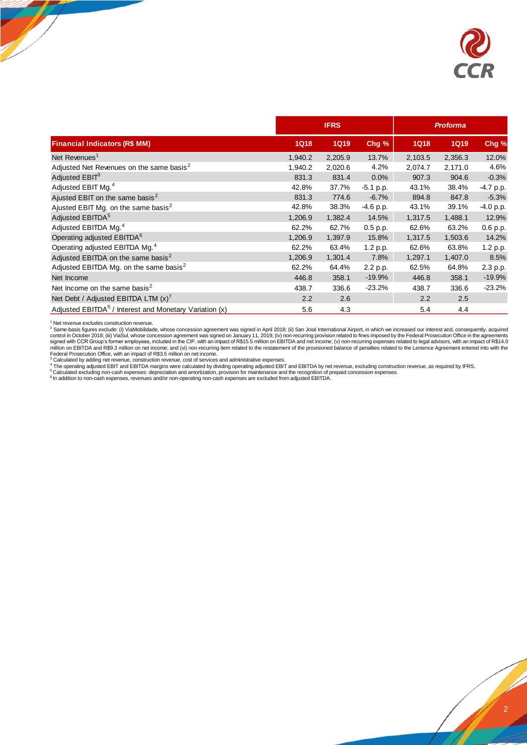| Financial Indicators (R$ MM) | IFRS | | | *Proforma* | | |
|---|---|---|---|---|---|---|
| | 1Q18 | 1Q19 | Chg % | 1Q18 | 1Q19 | Chg % |
| Net Revenues[1] | 1,940.2 | 2,205.9 | 13.7% | 2,103.5 | 2,356.3 | 12.0% |
| Adjusted Net Revenues on the same basis[2] | 1,940.2 | 2,020.6 | 4.2% | 2,074.7 | 2,171.0 | 4.6% |
| Adjusted EBIT[3] | 831.3 | 831.4 | 0.0% | 907.3 | 904.6 | -0.3% |
| Adjusted EBIT Mg.[4] | 42.8% | 37.7% | -5.1 p.p. | 43.1% | 38.4% | -4.7 p.p. |
| Ajusted EBIT on the same basis[2] | 831.3 | 774.6 | -6.7% | 894.8 | 847.8 | -5.3% |
| Ajusted EBIT Mg. on the same basis[2] | 42.8% | 38.3% | -4.6 p.p. | 43.1% | 39.1% | -4.0 p.p. |
| Adjusted EBITDA[5] | 1,206.9 | 1,382.4 | 14.5% | 1,317.5 | 1,488.1 | 12.9% |
| Adjusted EBITDA Mg.[4] | 62.2% | 62.7% | 0.5 p.p. | 62.6% | 63.2% | 0.6 p.p. |
| Operating adjusted EBITDA[6] | 1,206.9 | 1,397.9 | 15.8% | 1,317.5 | 1,503.6 | 14.2% |
| Operating adjusted EBITDA Mg.[4] | 62.2% | 63.4% | 1.2 p.p. | 62.6% | 63.8% | 1.2 p.p. |
| Adjusted EBITDA on the same basis[2] | 1,206.9 | 1,301.4 | 7.8% | 1,297.1 | 1,407.0 | 8.5% |
| Adjusted EBITDA Mg. on the same basis[2] | 62.2% | 64.4% | 2.2 p.p. | 62.5% | 64.8% | 2.3 p.p. |
| Net Income | 446.8 | 358.1 | -19.9% | 446.8 | 358.1 | -19.9% |
| Net Income on the same basis[2] | 438.7 | 336.6 | -23.2% | 438.7 | 336.6 | -23.2% |
| Net Debt / Adjusted EBITDA LTM (x)[7] | 2.2 | 2.6 | | 2.2 | 2.5 | |
| Adjusted EBITDA[5] / Interest and Monetary Variation (x) | 5.6 | 4.3 | | 5.4 | 4.4 | |

[1] Net revenue excludes construction revenue.
[2] Same-basis figures exclude: (i) ViaMobilidade, whose concession agreement was signed in April 2018; (ii) San José International Airport, in which we increased our interest and, consequently, acquired control in October 2018; (iii) ViaSul, whose concession agreement was signed on January 11, 2019; (iv) non-recurring provision related to fines imposed by the Federal Prosecution Office in the agreements signed with CCR Group's former employees, included in the CIP, with an impact of R$15.5 million on EBITDA and net income; (v) non-recurring expenses related to legal advisors, with an impact of R$14.0 million on EBITDA and R$9.3 million on net income; and (vi) non-recurring item related to the restatement of the provisioned balance of penalties related to the Lenience Agreement entered into with the Federal Prosecution Office, with an impact of R$3.5 million on net income.
[3] Calculated by adding net revenue, construction revenue, cost of services and administrative expenses.
[4] The operating adjusted EBIT and EBITDA margins were calculated by dividing operating adjusted EBIT and EBITDA by net revenue, excluding construction revenue, as required by IFRS.
[5] Calculated excluding non-cash expenses: depreciation and amortization, provision for maintenance and the recognition of prepaid concession expenses.
[6] In addition to non-cash expenses, revenues and/or non-operating non-cash expenses are excluded from adjusted EBITDA.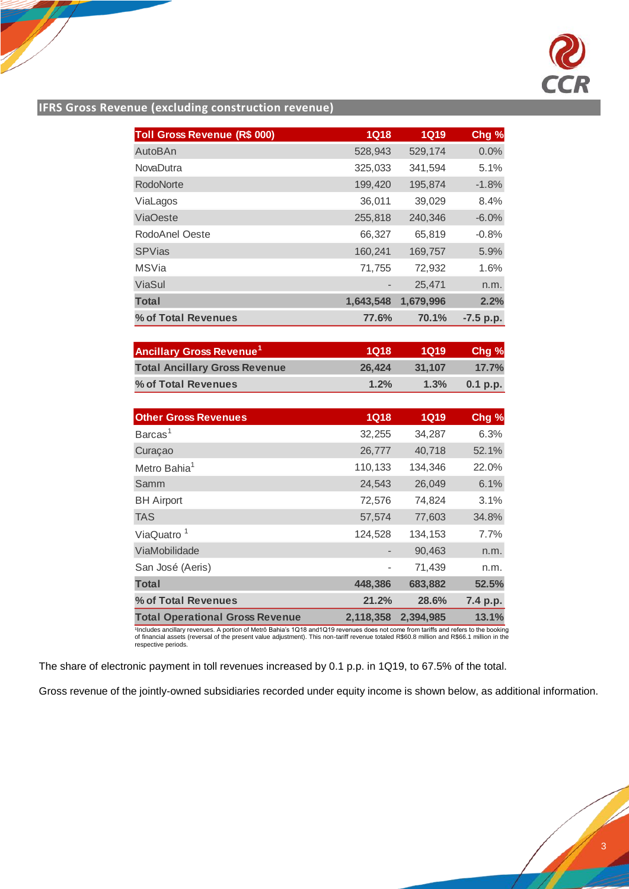## IFRS Gross Revenue (excluding construction revenue)

| Toll Gross Revenue (R$ 000) | 1Q18 | 1Q19 | Chg % |
|---|---|---|---|
| AutoBAn | 528,943 | 529,174 | 0.0% |
| NovaDutra | 325,033 | 341,594 | 5.1% |
| RodoNorte | 199,420 | 195,874 | -1.8% |
| ViaLagos | 36,011 | 39,029 | 8.4% |
| ViaOeste | 255,818 | 240,346 | -6.0% |
| RodoAnel Oeste | 66,327 | 65,819 | -0.8% |
| SPVias | 160,241 | 169,757 | 5.9% |
| MSVia | 71,755 | 72,932 | 1.6% |
| ViaSul | - | 25,471 | n.m. |
| **Total** | **1,643,548** | **1,679,996** | **2.2%** |
| **% of Total Revenues** | **77.6%** | **70.1%** | **-7.5 p.p.** |

| Ancillary Gross Revenue[1] | 1Q18 | 1Q19 | Chg % |
|---|---|---|---|
| **Total Ancillary Gross Revenue** | **26,424** | **31,107** | **17.7%** |
| **% of Total Revenues** | **1.2%** | **1.3%** | **0.1 p.p.** |

| Other Gross Revenues | 1Q18 | 1Q19 | Chg % |
|---|---|---|---|
| Barcas[1] | 32,255 | 34,287 | 6.3% |
| Curaçao | 26,777 | 40,718 | 52.1% |
| Metro Bahia[1] | 110,133 | 134,346 | 22.0% |
| Samm | 24,543 | 26,049 | 6.1% |
| BH Airport | 72,576 | 74,824 | 3.1% |
| TAS | 57,574 | 77,603 | 34.8% |
| ViaQuatro [1] | 124,528 | 134,153 | 7.7% |
| ViaMobilidade | - | 90,463 | n.m. |
| San José (Aeris) | - | 71,439 | n.m. |
| **Total** | **448,386** | **683,882** | **52.5%** |
| **% of Total Revenues** | **21.2%** | **28.6%** | **7.4 p.p.** |
| **Total Operational Gross Revenue** | **2,118,358** | **2,394,985** | **13.1%** |

[1]Includes ancillary revenues. A portion of Metrô Bahia's 1Q18 and1Q19 revenues does not come from tariffs and refers to the booking of financial assets (reversal of the present value adjustment). This non-tariff revenue totaled R$60.8 million and R$66.1 million in the respective periods.

The share of electronic payment in toll revenues increased by 0.1 p.p. in 1Q19, to 67.5% of the total.

Gross revenue of the jointly-owned subsidiaries recorded under equity income is shown below, as additional information.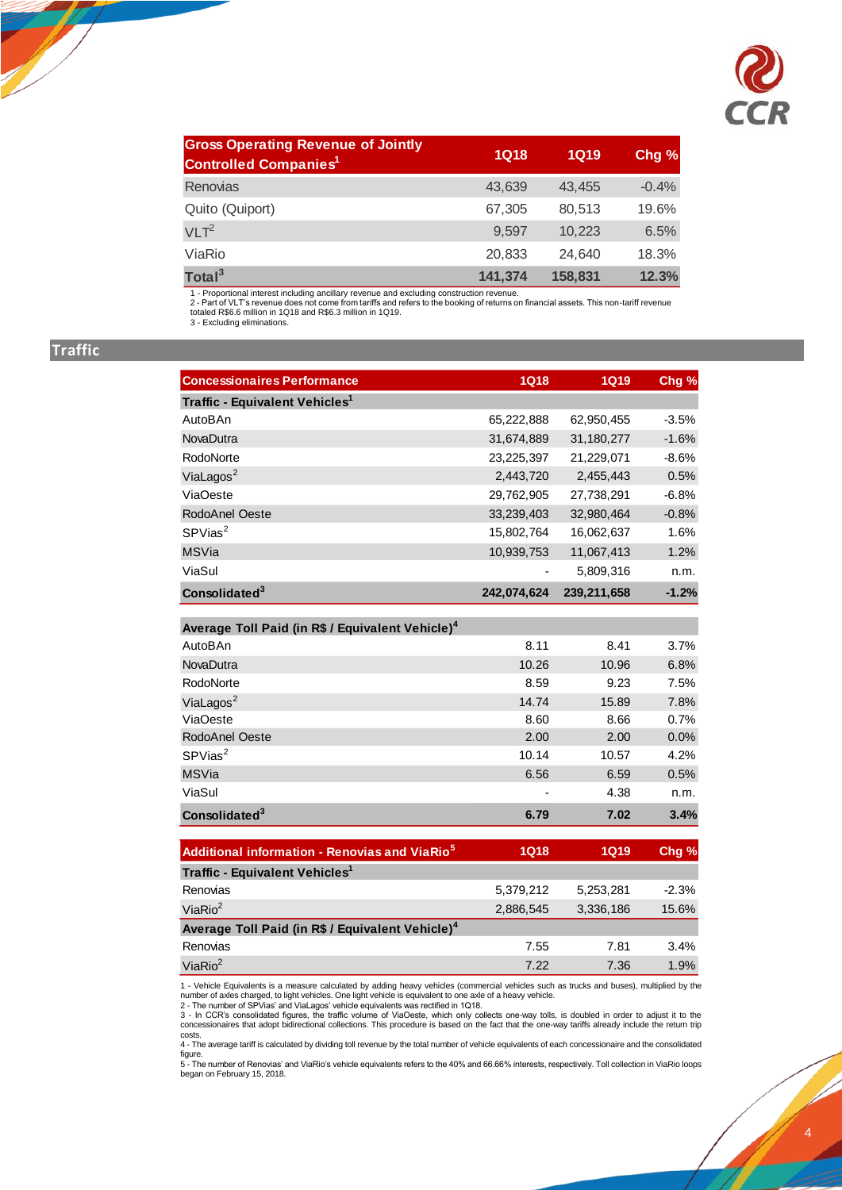| Gross Operating Revenue of Jointly Controlled Companies[1] | 1Q18 | 1Q19 | Chg % |
|---|---|---|---|
| Renovias | 43,639 | 43,455 | -0.4% |
| Quito (Quiport) | 67,305 | 80,513 | 19.6% |
| VLT[2] | 9,597 | 10,223 | 6.5% |
| ViaRio | 20,833 | 24,640 | 18.3% |
| **Total[3]** | **141,374** | **158,831** | **12.3%** |

1 - Proportional interest including ancillary revenue and excluding construction revenue.
2 - Part of VLT's revenue does not come from tariffs and refers to the booking of returns on financial assets. This non-tariff revenue totaled R$6.6 million in 1Q18 and R$6.3 million in 1Q19.
3 - Excluding eliminations.

## Traffic

| Concessionaires Performance | 1Q18 | 1Q19 | Chg % |
|---|---|---|---|
| **Traffic - Equivalent Vehicles[1]** | | | |
| AutoBAn | 65,222,888 | 62,950,455 | -3.5% |
| NovaDutra | 31,674,889 | 31,180,277 | -1.6% |
| RodoNorte | 23,225,397 | 21,229,071 | -8.6% |
| ViaLagos[2] | 2,443,720 | 2,455,443 | 0.5% |
| ViaOeste | 29,762,905 | 27,738,291 | -6.8% |
| RodoAnel Oeste | 33,239,403 | 32,980,464 | -0.8% |
| SPVias[2] | 15,802,764 | 16,062,637 | 1.6% |
| MSVia | 10,939,753 | 11,067,413 | 1.2% |
| ViaSul | - | 5,809,316 | n.m. |
| **Consolidated[3]** | **242,074,624** | **239,211,658** | **-1.2%** |
| **Average Toll Paid (in R$ / Equivalent Vehicle)[4]** | | | |
| AutoBAn | 8.11 | 8.41 | 3.7% |
| NovaDutra | 10.26 | 10.96 | 6.8% |
| RodoNorte | 8.59 | 9.23 | 7.5% |
| ViaLagos[2] | 14.74 | 15.89 | 7.8% |
| ViaOeste | 8.60 | 8.66 | 0.7% |
| RodoAnel Oeste | 2.00 | 2.00 | 0.0% |
| SPVias[2] | 10.14 | 10.57 | 4.2% |
| MSVia | 6.56 | 6.59 | 0.5% |
| ViaSul | - | 4.38 | n.m. |
| **Consolidated[3]** | **6.79** | **7.02** | **3.4%** |

| Additional information - Renovias and ViaRio[5] | 1Q18 | 1Q19 | Chg % |
|---|---|---|---|
| **Traffic - Equivalent Vehicles[1]** | | | |
| Renovias | 5,379,212 | 5,253,281 | -2.3% |
| ViaRio[2] | 2,886,545 | 3,336,186 | 15.6% |
| **Average Toll Paid (in R$ / Equivalent Vehicle)[4]** | | | |
| Renovias | 7.55 | 7.81 | 3.4% |
| ViaRio[2] | 7.22 | 7.36 | 1.9% |

1 - Vehicle Equivalents is a measure calculated by adding heavy vehicles (commercial vehicles such as trucks and buses), multiplied by the number of axles charged, to light vehicles. One light vehicle is equivalent to one axle of a heavy vehicle.
2 - The number of SPVias' and ViaLagos' vehicle equivalents was rectified in 1Q18.
3 - In CCR's consolidated figures, the traffic volume of ViaOeste, which only collects one-way tolls, is doubled in order to adjust it to the concessionaires that adopt bidirectional collections. This procedure is based on the fact that the one-way tariffs already include the return trip costs.
4 - The average tariff is calculated by dividing toll revenue by the total number of vehicle equivalents of each concessionaire and the consolidated figure.
5 - The number of Renovias' and ViaRio's vehicle equivalents refers to the 40% and 66.66% interests, respectively. Toll collection in ViaRio loops began on February 15, 2018.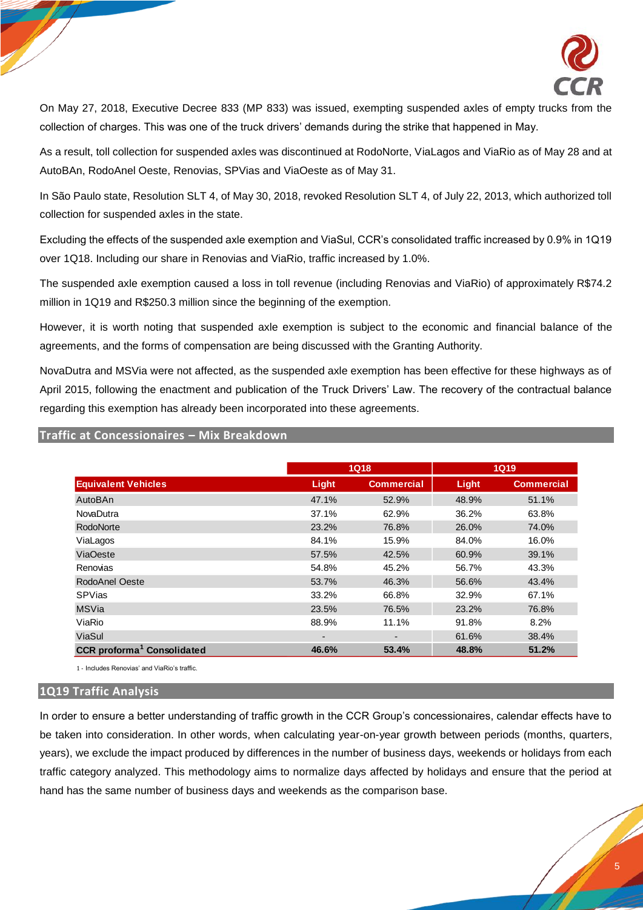On May 27, 2018, Executive Decree 833 (MP 833) was issued, exempting suspended axles of empty trucks from the collection of charges. This was one of the truck drivers' demands during the strike that happened in May.

As a result, toll collection for suspended axles was discontinued at RodoNorte, ViaLagos and ViaRio as of May 28 and at AutoBAn, RodoAnel Oeste, Renovias, SPVias and ViaOeste as of May 31.

In São Paulo state, Resolution SLT 4, of May 30, 2018, revoked Resolution SLT 4, of July 22, 2013, which authorized toll collection for suspended axles in the state.

Excluding the effects of the suspended axle exemption and ViaSul, CCR's consolidated traffic increased by 0.9% in 1Q19 over 1Q18. Including our share in Renovias and ViaRio, traffic increased by 1.0%.

The suspended axle exemption caused a loss in toll revenue (including Renovias and ViaRio) of approximately R$74.2 million in 1Q19 and R$250.3 million since the beginning of the exemption.

However, it is worth noting that suspended axle exemption is subject to the economic and financial balance of the agreements, and the forms of compensation are being discussed with the Granting Authority.

NovaDutra and MSVia were not affected, as the suspended axle exemption has been effective for these highways as of April 2015, following the enactment and publication of the Truck Drivers' Law. The recovery of the contractual balance regarding this exemption has already been incorporated into these agreements.

## Traffic at Concessionaires – Mix Breakdown

| | 1Q18 | | 1Q19 | |
|---|---|---|---|---|
| **Equivalent Vehicles** | **Light** | **Commercial** | **Light** | **Commercial** |
| AutoBAn | 47.1% | 52.9% | 48.9% | 51.1% |
| NovaDutra | 37.1% | 62.9% | 36.2% | 63.8% |
| RodoNorte | 23.2% | 76.8% | 26.0% | 74.0% |
| ViaLagos | 84.1% | 15.9% | 84.0% | 16.0% |
| ViaOeste | 57.5% | 42.5% | 60.9% | 39.1% |
| Renovias | 54.8% | 45.2% | 56.7% | 43.3% |
| RodoAnel Oeste | 53.7% | 46.3% | 56.6% | 43.4% |
| SPVias | 33.2% | 66.8% | 32.9% | 67.1% |
| MSVia | 23.5% | 76.5% | 23.2% | 76.8% |
| ViaRio | 88.9% | 11.1% | 91.8% | 8.2% |
| ViaSul | - | - | 61.6% | 38.4% |
| **CCR proforma[1] Consolidated** | **46.6%** | **53.4%** | **48.8%** | **51.2%** |

1 - Includes Renovias' and ViaRio's traffic.

## 1Q19 Traffic Analysis

In order to ensure a better understanding of traffic growth in the CCR Group's concessionaires, calendar effects have to be taken into consideration. In other words, when calculating year-on-year growth between periods (months, quarters, years), we exclude the impact produced by differences in the number of business days, weekends or holidays from each traffic category analyzed. This methodology aims to normalize days affected by holidays and ensure that the period at hand has the same number of business days and weekends as the comparison base.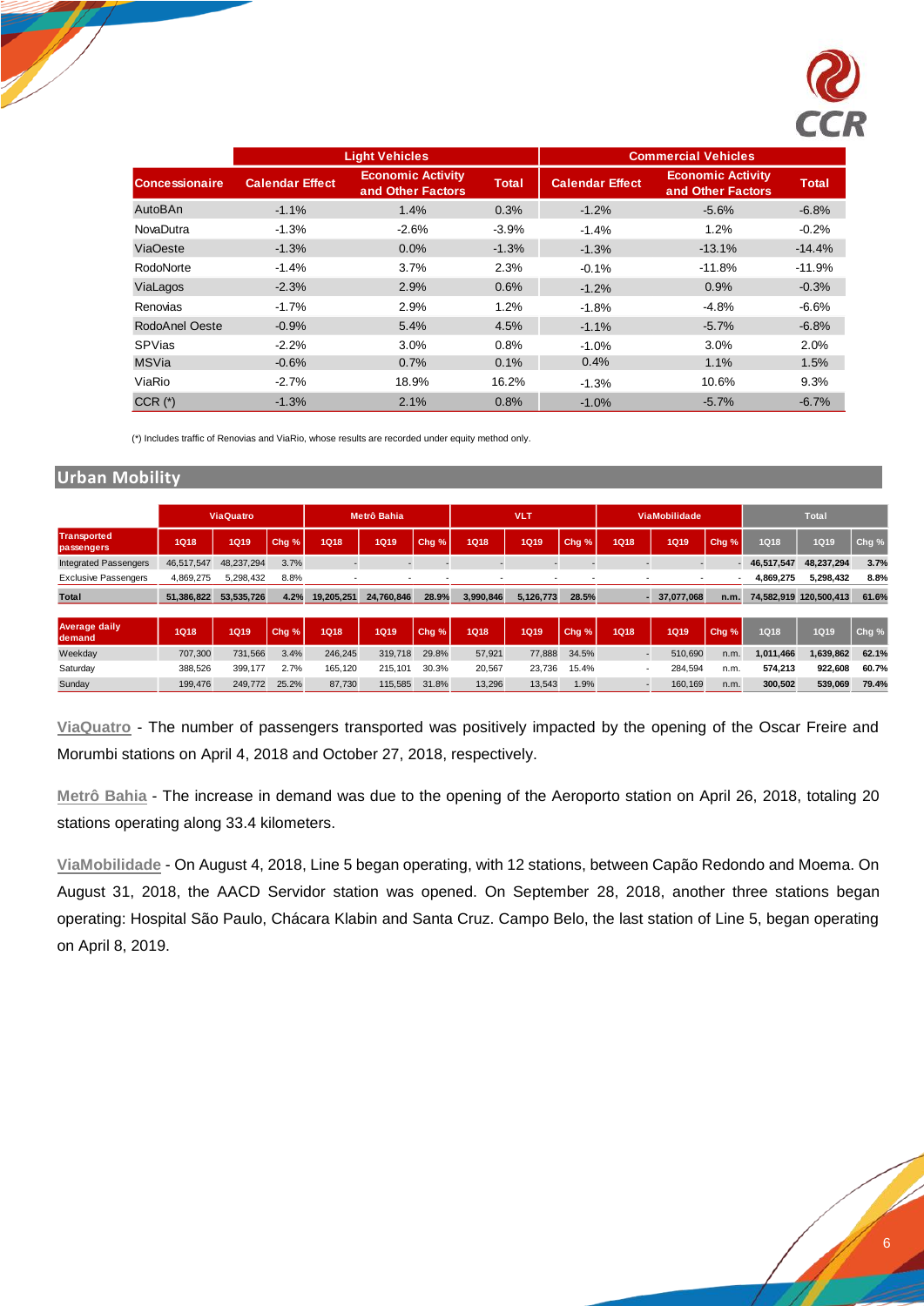| | Light Vehicles | | | Commercial Vehicles | | |
|---|---|---|---|---|---|---|
| Concessionaire | Calendar Effect | Economic Activity and Other Factors | Total | Calendar Effect | Economic Activity and Other Factors | Total |
| AutoBAn | -1.1% | 1.4% | 0.3% | -1.2% | -5.6% | -6.8% |
| NovaDutra | -1.3% | -2.6% | -3.9% | -1.4% | 1.2% | -0.2% |
| ViaOeste | -1.3% | 0.0% | -1.3% | -1.3% | -13.1% | -14.4% |
| RodoNorte | -1.4% | 3.7% | 2.3% | -0.1% | -11.8% | -11.9% |
| ViaLagos | -2.3% | 2.9% | 0.6% | -1.2% | 0.9% | -0.3% |
| Renovias | -1.7% | 2.9% | 1.2% | -1.8% | -4.8% | -6.6% |
| RodoAnel Oeste | -0.9% | 5.4% | 4.5% | -1.1% | -5.7% | -6.8% |
| SPVias | -2.2% | 3.0% | 0.8% | -1.0% | 3.0% | 2.0% |
| MSVia | -0.6% | 0.7% | 0.1% | 0.4% | 1.1% | 1.5% |
| ViaRio | -2.7% | 18.9% | 16.2% | -1.3% | 10.6% | 9.3% |
| CCR (*) | -1.3% | 2.1% | 0.8% | -1.0% | -5.7% | -6.7% |

(*) Includes traffic of Renovias and ViaRio, whose results are recorded under equity method only.

## Urban Mobility

| | ViaQuatro | | | Metrô Bahia | | | VLT | | | ViaMobilidade | | | Total | | |
|---|---|---|---|---|---|---|---|---|---|---|---|---|---|---|---|
| Transported passengers | 1Q18 | 1Q19 | Chg % | 1Q18 | 1Q19 | Chg % | 1Q18 | 1Q19 | Chg % | 1Q18 | 1Q19 | Chg % | 1Q18 | 1Q19 | Chg % |
| Integrated Passengers | 46,517,547 | 48,237,294 | 3.7% | - | - | - | - | - | - | - | - | - | 46,517,547 | 48,237,294 | 3.7% |
| Exclusive Passengers | 4,869,275 | 5,298,432 | 8.8% | - | - | - | - | - | - | - | - | - | 4,869,275 | 5,298,432 | 8.8% |
| Total | 51,386,822 | 53,535,726 | 4.2% | 19,205,251 | 24,760,846 | 28.9% | 3,990,846 | 5,126,773 | 28.5% | - | 37,077,068 | n.m. | 74,582,919 | 120,500,413 | 61.6% |

| | ViaQuatro | | | Metrô Bahia | | | VLT | | | ViaMobilidade | | | Total | | |
|---|---|---|---|---|---|---|---|---|---|---|---|---|---|---|---|
| Average daily demand | 1Q18 | 1Q19 | Chg % | 1Q18 | 1Q19 | Chg % | 1Q18 | 1Q19 | Chg % | 1Q18 | 1Q19 | Chg % | 1Q18 | 1Q19 | Chg % |
| Weekday | 707,300 | 731,566 | 3.4% | 246,245 | 319,718 | 29.8% | 57,921 | 77,888 | 34.5% | - | 510,690 | n.m. | 1,011,466 | 1,639,862 | 62.1% |
| Saturday | 388,526 | 399,177 | 2.7% | 165,120 | 215,101 | 30.3% | 20,567 | 23,736 | 15.4% | - | 284,594 | n.m. | 574,213 | 922,608 | 60.7% |
| Sunday | 199,476 | 249,772 | 25.2% | 87,730 | 115,585 | 31.8% | 13,296 | 13,543 | 1.9% | - | 160,169 | n.m. | 300,502 | 539,069 | 79.4% |

**ViaQuatro** - The number of passengers transported was positively impacted by the opening of the Oscar Freire and Morumbi stations on April 4, 2018 and October 27, 2018, respectively.

**Metrô Bahia** - The increase in demand was due to the opening of the Aeroporto station on April 26, 2018, totaling 20 stations operating along 33.4 kilometers.

**ViaMobilidade** - On August 4, 2018, Line 5 began operating, with 12 stations, between Capão Redondo and Moema. On August 31, 2018, the AACD Servidor station was opened. On September 28, 2018, another three stations began operating: Hospital São Paulo, Chácara Klabin and Santa Cruz. Campo Belo, the last station of Line 5, began operating on April 8, 2019.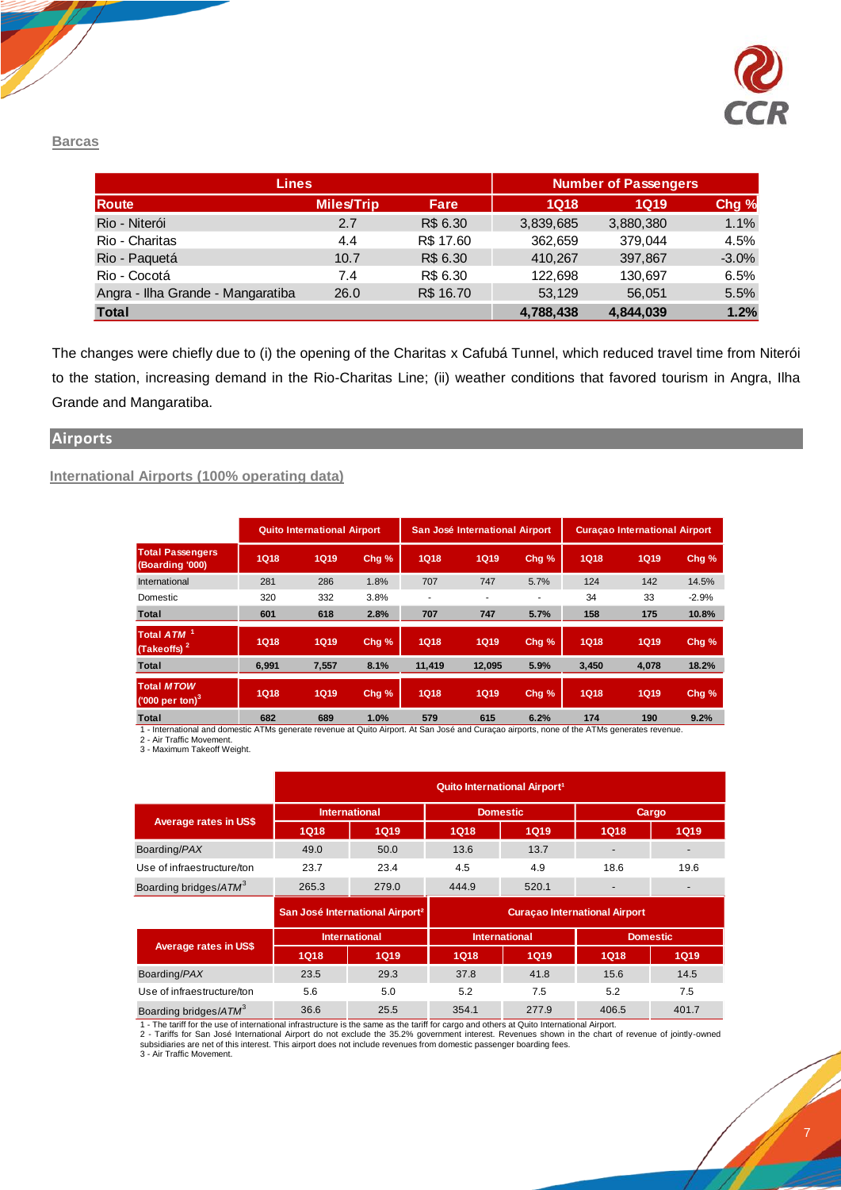### Barcas

| Lines | | | Number of Passengers | | |
|---|---|---|---|---|---|
| Route | Miles/Trip | Fare | 1Q18 | 1Q19 | Chg % |
| Rio - Niterói | 2.7 | R$ 6.30 | 3,839,685 | 3,880,380 | 1.1% |
| Rio - Charitas | 4.4 | R$ 17.60 | 362,659 | 379,044 | 4.5% |
| Rio - Paquetá | 10.7 | R$ 6.30 | 410,267 | 397,867 | -3.0% |
| Rio - Cocotá | 7.4 | R$ 6.30 | 122,698 | 130,697 | 6.5% |
| Angra - Ilha Grande - Mangaratiba | 26.0 | R$ 16.70 | 53,129 | 56,051 | 5.5% |
| **Total** | | | **4,788,438** | **4,844,039** | **1.2%** |

The changes were chiefly due to (i) the opening of the Charitas x Cafubá Tunnel, which reduced travel time from Niterói to the station, increasing demand in the Rio-Charitas Line; (ii) weather conditions that favored tourism in Angra, Ilha Grande and Mangaratiba.

## Airports

### International Airports (100% operating data)

| | Quito International Airport | | | San José International Airport | | | Curaçao International Airport | | |
|---|---|---|---|---|---|---|---|---|---|
| **Total Passengers (Boarding '000)** | **1Q18** | **1Q19** | **Chg %** | **1Q18** | **1Q19** | **Chg %** | **1Q18** | **1Q19** | **Chg %** |
| International | 281 | 286 | 1.8% | 707 | 747 | 5.7% | 124 | 142 | 14.5% |
| Domestic | 320 | 332 | 3.8% | - | - | - | 34 | 33 | -2.9% |
| **Total** | **601** | **618** | **2.8%** | **707** | **747** | **5.7%** | **158** | **175** | **10.8%** |
| **Total *ATM* [1] (Takeoffs) [2]** | **1Q18** | **1Q19** | **Chg %** | **1Q18** | **1Q19** | **Chg %** | **1Q18** | **1Q19** | **Chg %** |
| **Total** | **6,991** | **7,557** | **8.1%** | **11,419** | **12,095** | **5.9%** | **3,450** | **4,078** | **18.2%** |
| **Total *MTOW* ('000 per ton) [3]** | **1Q18** | **1Q19** | **Chg %** | **1Q18** | **1Q19** | **Chg %** | **1Q18** | **1Q19** | **Chg %** |
| **Total** | **682** | **689** | **1.0%** | **579** | **615** | **6.2%** | **174** | **190** | **9.2%** |

1 - International and domestic ATMs generate revenue at Quito Airport. At San José and Curaçao airports, none of the ATMs generates revenue.
2 - Air Traffic Movement.
3 - Maximum Takeoff Weight.

| Average rates in US$ | Quito International Airport[1] | | | | | |
|---|---|---|---|---|---|---|
| | International | | Domestic | | Cargo | |
| | 1Q18 | 1Q19 | 1Q18 | 1Q19 | 1Q18 | 1Q19 |
| Boarding/*PAX* | 49.0 | 50.0 | 13.6 | 13.7 | - | - |
| Use of infraestructure/ton | 23.7 | 23.4 | 4.5 | 4.9 | 18.6 | 19.6 |
| Boarding bridges/*ATM*[3] | 265.3 | 279.0 | 444.9 | 520.1 | - | - |

| Average rates in US$ | San José International Airport[2] | | Curaçao International Airport | | | |
|---|---|---|---|---|---|---|
| | International | | International | | Domestic | |
| | 1Q18 | 1Q19 | 1Q18 | 1Q19 | 1Q18 | 1Q19 |
| Boarding/*PAX* | 23.5 | 29.3 | 37.8 | 41.8 | 15.6 | 14.5 |
| Use of infraestructure/ton | 5.6 | 5.0 | 5.2 | 7.5 | 5.2 | 7.5 |
| Boarding bridges/*ATM*[3] | 36.6 | 25.5 | 354.1 | 277.9 | 406.5 | 401.7 |

1 - The tariff for the use of international infrastructure is the same as the tariff for cargo and others at Quito International Airport.
2 - Tariffs for San José International Airport do not exclude the 35.2% government interest. Revenues shown in the chart of revenue of jointly-owned subsidiaries are net of this interest. This airport does not include revenues from domestic passenger boarding fees.
3 - Air Traffic Movement.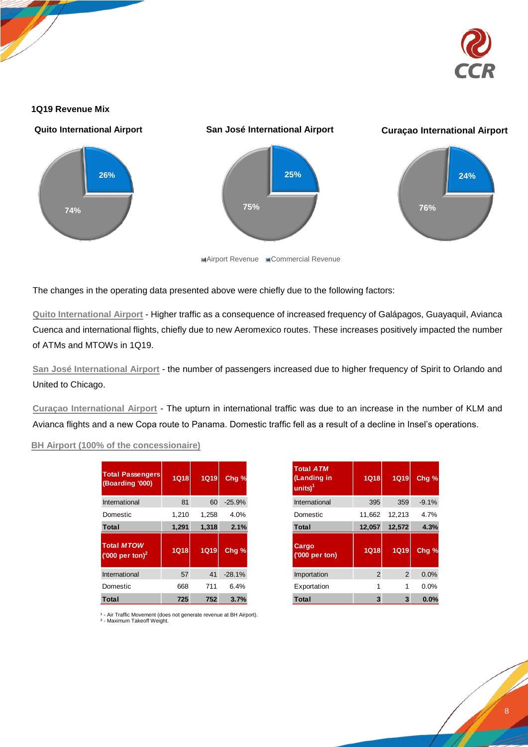### 1Q19 Revenue Mix

**Quito International Airport**

- Airport Revenue: 74%
- Commercial Revenue: 26%

**San José International Airport**

- Airport Revenue: 75%
- Commercial Revenue: 25%

**Curaçao International Airport**

- Airport Revenue: 76%
- Commercial Revenue: 24%

The changes in the operating data presented above were chiefly due to the following factors:

Quito International Airport - Higher traffic as a consequence of increased frequency of Galápagos, Guayaquil, Avianca Cuenca and international flights, chiefly due to new Aeromexico routes. These increases positively impacted the number of ATMs and MTOWs in 1Q19.

San José International Airport - the number of passengers increased due to higher frequency of Spirit to Orlando and United to Chicago.

Curaçao International Airport - The upturn in international traffic was due to an increase in the number of KLM and Avianca flights and a new Copa route to Panama. Domestic traffic fell as a result of a decline in Insel's operations.

BH Airport (100% of the concessionaire)

| Total Passengers (Boarding '000) | 1Q18 | 1Q19 | Chg % |
|---|---|---|---|
| International | 81 | 60 | -25.9% |
| Domestic | 1,210 | 1,258 | 4.0% |
| **Total** | **1,291** | **1,318** | **2.1%** |

| Total *MTOW* ('000 per ton)[2] | 1Q18 | 1Q19 | Chg % |
|---|---|---|---|
| International | 57 | 41 | -28.1% |
| Domestic | 668 | 711 | 6.4% |
| **Total** | **725** | **752** | **3.7%** |

| Total *ATM* (Landing in units)[1] | 1Q18 | 1Q19 | Chg % |
|---|---|---|---|
| International | 395 | 359 | -9.1% |
| Domestic | 11,662 | 12,213 | 4.7% |
| **Total** | **12,057** | **12,572** | **4.3%** |

| Cargo ('000 per ton) | 1Q18 | 1Q19 | Chg % |
|---|---|---|---|
| Importation | 2 | 2 | 0.0% |
| Exportation | 1 | 1 | 0.0% |
| **Total** | **3** | **3** | **0.0%** |

[1] - Air Traffic Movement (does not generate revenue at BH Airport).
[2] - Maximum Takeoff Weight.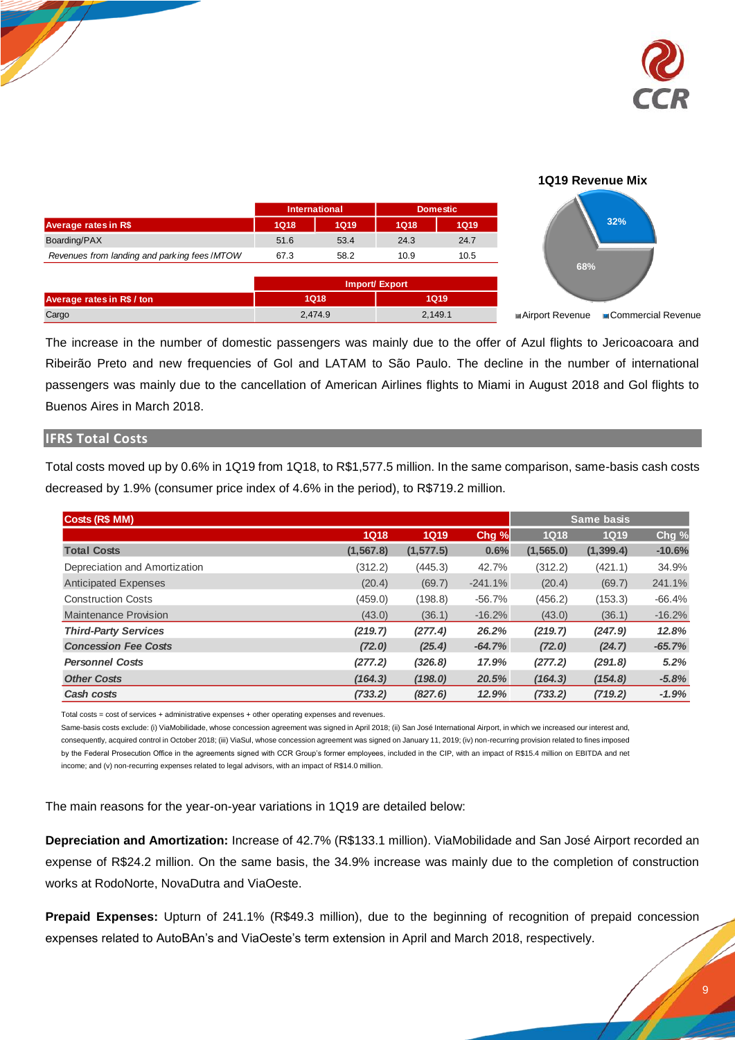| Average rates in R$ | International | | Domestic | |
|---|---|---|---|---|
| | 1Q18 | 1Q19 | 1Q18 | 1Q19 |
| Boarding/PAX | 51.6 | 53.4 | 24.3 | 24.7 |
| *Revenues from landing and parking fees /MTOW* | 67.3 | 58.2 | 10.9 | 10.5 |

| Average rates in R$ / ton | Import/ Export | |
|---|---|---|
| | 1Q18 | 1Q19 |
| Cargo | 2,474.9 | 2,149.1 |

**1Q19 Revenue Mix**

| | |
|---|---|
| Airport Revenue | 68% |
| Commercial Revenue | 32% |

The increase in the number of domestic passengers was mainly due to the offer of Azul flights to Jericoacoara and Ribeirão Preto and new frequencies of Gol and LATAM to São Paulo. The decline in the number of international passengers was mainly due to the cancellation of American Airlines flights to Miami in August 2018 and Gol flights to Buenos Aires in March 2018.

## IFRS Total Costs

Total costs moved up by 0.6% in 1Q19 from 1Q18, to R$1,577.5 million. In the same comparison, same-basis cash costs decreased by 1.9% (consumer price index of 4.6% in the period), to R$719.2 million.

| Costs (R$ MM) | | | | Same basis | | |
|---|---|---|---|---|---|---|
| | 1Q18 | 1Q19 | Chg % | 1Q18 | 1Q19 | Chg % |
| **Total Costs** | **(1,567.8)** | **(1,577.5)** | **0.6%** | **(1,565.0)** | **(1,399.4)** | **-10.6%** |
| Depreciation and Amortization | (312.2) | (445.3) | 42.7% | (312.2) | (421.1) | 34.9% |
| Anticipated Expenses | (20.4) | (69.7) | -241.1% | (20.4) | (69.7) | 241.1% |
| Construction Costs | (459.0) | (198.8) | -56.7% | (456.2) | (153.3) | -66.4% |
| Maintenance Provision | (43.0) | (36.1) | -16.2% | (43.0) | (36.1) | -16.2% |
| ***Third-Party Services*** | *(219.7)* | *(277.4)* | *26.2%* | *(219.7)* | *(247.9)* | *12.8%* |
| ***Concession Fee Costs*** | *(72.0)* | *(25.4)* | *-64.7%* | *(72.0)* | *(24.7)* | *-65.7%* |
| ***Personnel Costs*** | *(277.2)* | *(326.8)* | *17.9%* | *(277.2)* | *(291.8)* | *5.2%* |
| ***Other Costs*** | *(164.3)* | *(198.0)* | *20.5%* | *(164.3)* | *(154.8)* | *-5.8%* |
| ***Cash costs*** | *(733.2)* | *(827.6)* | *12.9%* | *(733.2)* | *(719.2)* | *-1.9%* |

Total costs = cost of services + administrative expenses + other operating expenses and revenues.

Same-basis costs exclude: (i) ViaMobilidade, whose concession agreement was signed in April 2018; (ii) San José International Airport, in which we increased our interest and, consequently, acquired control in October 2018; (iii) ViaSul, whose concession agreement was signed on January 11, 2019; (iv) non-recurring provision related to fines imposed by the Federal Prosecution Office in the agreements signed with CCR Group's former employees, included in the CIP, with an impact of R$15.4 million on EBITDA and net income; and (v) non-recurring expenses related to legal advisors, with an impact of R$14.0 million.

The main reasons for the year-on-year variations in 1Q19 are detailed below:

**Depreciation and Amortization:** Increase of 42.7% (R$133.1 million). ViaMobilidade and San José Airport recorded an expense of R$24.2 million. On the same basis, the 34.9% increase was mainly due to the completion of construction works at RodoNorte, NovaDutra and ViaOeste.

**Prepaid Expenses:** Upturn of 241.1% (R$49.3 million), due to the beginning of recognition of prepaid concession expenses related to AutoBAn's and ViaOeste's term extension in April and March 2018, respectively.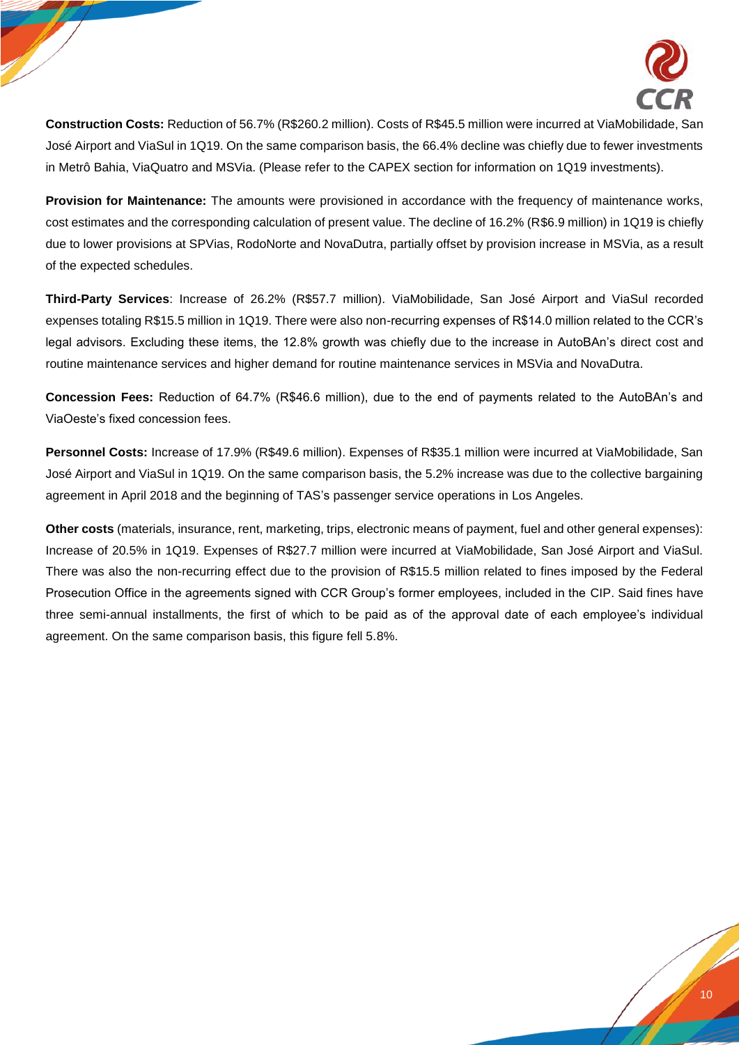**Construction Costs:** Reduction of 56.7% (R$260.2 million). Costs of R$45.5 million were incurred at ViaMobilidade, San José Airport and ViaSul in 1Q19. On the same comparison basis, the 66.4% decline was chiefly due to fewer investments in Metrô Bahia, ViaQuatro and MSVia. (Please refer to the CAPEX section for information on 1Q19 investments).

**Provision for Maintenance:** The amounts were provisioned in accordance with the frequency of maintenance works, cost estimates and the corresponding calculation of present value. The decline of 16.2% (R$6.9 million) in 1Q19 is chiefly due to lower provisions at SPVias, RodoNorte and NovaDutra, partially offset by provision increase in MSVia, as a result of the expected schedules.

**Third-Party Services**: Increase of 26.2% (R$57.7 million). ViaMobilidade, San José Airport and ViaSul recorded expenses totaling R$15.5 million in 1Q19. There were also non-recurring expenses of R$14.0 million related to the CCR's legal advisors. Excluding these items, the 12.8% growth was chiefly due to the increase in AutoBAn's direct cost and routine maintenance services and higher demand for routine maintenance services in MSVia and NovaDutra.

**Concession Fees:** Reduction of 64.7% (R$46.6 million), due to the end of payments related to the AutoBAn's and ViaOeste's fixed concession fees.

**Personnel Costs:** Increase of 17.9% (R$49.6 million). Expenses of R$35.1 million were incurred at ViaMobilidade, San José Airport and ViaSul in 1Q19. On the same comparison basis, the 5.2% increase was due to the collective bargaining agreement in April 2018 and the beginning of TAS's passenger service operations in Los Angeles.

**Other costs** (materials, insurance, rent, marketing, trips, electronic means of payment, fuel and other general expenses): Increase of 20.5% in 1Q19. Expenses of R$27.7 million were incurred at ViaMobilidade, San José Airport and ViaSul. There was also the non-recurring effect due to the provision of R$15.5 million related to fines imposed by the Federal Prosecution Office in the agreements signed with CCR Group's former employees, included in the CIP. Said fines have three semi-annual installments, the first of which to be paid as of the approval date of each employee's individual agreement. On the same comparison basis, this figure fell 5.8%.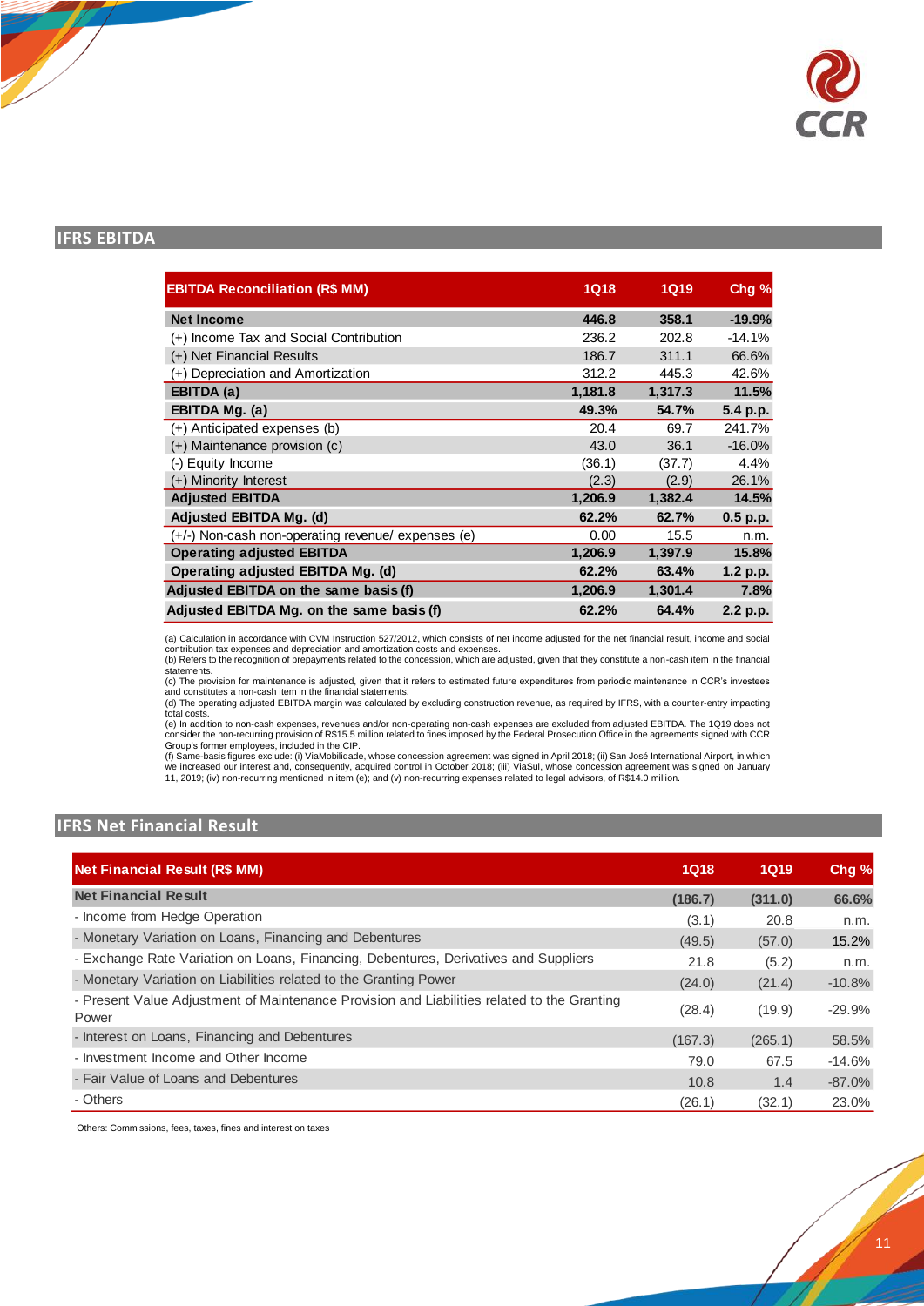## IFRS EBITDA

| EBITDA Reconciliation (R$ MM) | 1Q18 | 1Q19 | Chg % |
|---|---|---|---|
| **Net Income** | **446.8** | **358.1** | **-19.9%** |
| (+) Income Tax and Social Contribution | 236.2 | 202.8 | -14.1% |
| (+) Net Financial Results | 186.7 | 311.1 | 66.6% |
| (+) Depreciation and Amortization | 312.2 | 445.3 | 42.6% |
| **EBITDA (a)** | **1,181.8** | **1,317.3** | **11.5%** |
| **EBITDA Mg. (a)** | **49.3%** | **54.7%** | **5.4 p.p.** |
| (+) Anticipated expenses (b) | 20.4 | 69.7 | 241.7% |
| (+) Maintenance provision (c) | 43.0 | 36.1 | -16.0% |
| (-) Equity Income | (36.1) | (37.7) | 4.4% |
| (+) Minority Interest | (2.3) | (2.9) | 26.1% |
| **Adjusted EBITDA** | **1,206.9** | **1,382.4** | **14.5%** |
| **Adjusted EBITDA Mg. (d)** | **62.2%** | **62.7%** | **0.5 p.p.** |
| (+/-) Non-cash non-operating revenue/ expenses (e) | 0.00 | 15.5 | n.m. |
| **Operating adjusted EBITDA** | **1,206.9** | **1,397.9** | **15.8%** |
| **Operating adjusted EBITDA Mg. (d)** | **62.2%** | **63.4%** | **1.2 p.p.** |
| **Adjusted EBITDA on the same basis (f)** | **1,206.9** | **1,301.4** | **7.8%** |
| **Adjusted EBITDA Mg. on the same basis (f)** | **62.2%** | **64.4%** | **2.2 p.p.** |

(a) Calculation in accordance with CVM Instruction 527/2012, which consists of net income adjusted for the net financial result, income and social contribution tax expenses and depreciation and amortization costs and expenses.
(b) Refers to the recognition of prepayments related to the concession, which are adjusted, given that they constitute a non-cash item in the financial statements.
(c) The provision for maintenance is adjusted, given that it refers to estimated future expenditures from periodic maintenance in CCR's investees and constitutes a non-cash item in the financial statements.
(d) The operating adjusted EBITDA margin was calculated by excluding construction revenue, as required by IFRS, with a counter-entry impacting total costs.
(e) In addition to non-cash expenses, revenues and/or non-operating non-cash expenses are excluded from adjusted EBITDA. The 1Q19 does not consider the non-recurring provision of R$15.5 million related to fines imposed by the Federal Prosecution Office in the agreements signed with CCR Group's former employees, included in the CIP.
(f) Same-basis figures exclude: (i) ViaMobilidade, whose concession agreement was signed in April 2018; (ii) San José International Airport, in which we increased our interest and, consequently, acquired control in October 2018; (iii) ViaSul, whose concession agreement was signed on January 11, 2019; (iv) non-recurring mentioned in item (e); and (v) non-recurring expenses related to legal advisors, of R$14.0 million.

## IFRS Net Financial Result

| Net Financial Result (R$ MM) | 1Q18 | 1Q19 | Chg % |
|---|---|---|---|
| **Net Financial Result** | **(186.7)** | **(311.0)** | **66.6%** |
| - Income from Hedge Operation | (3.1) | 20.8 | n.m. |
| - Monetary Variation on Loans, Financing and Debentures | (49.5) | (57.0) | 15.2% |
| - Exchange Rate Variation on Loans, Financing, Debentures, Derivatives and Suppliers | 21.8 | (5.2) | n.m. |
| - Monetary Variation on Liabilities related to the Granting Power | (24.0) | (21.4) | -10.8% |
| - Present Value Adjustment of Maintenance Provision and Liabilities related to the Granting Power | (28.4) | (19.9) | -29.9% |
| - Interest on Loans, Financing and Debentures | (167.3) | (265.1) | 58.5% |
| - Investment Income and Other Income | 79.0 | 67.5 | -14.6% |
| - Fair Value of Loans and Debentures | 10.8 | 1.4 | -87.0% |
| - Others | (26.1) | (32.1) | 23.0% |

Others: Commissions, fees, taxes, fines and interest on taxes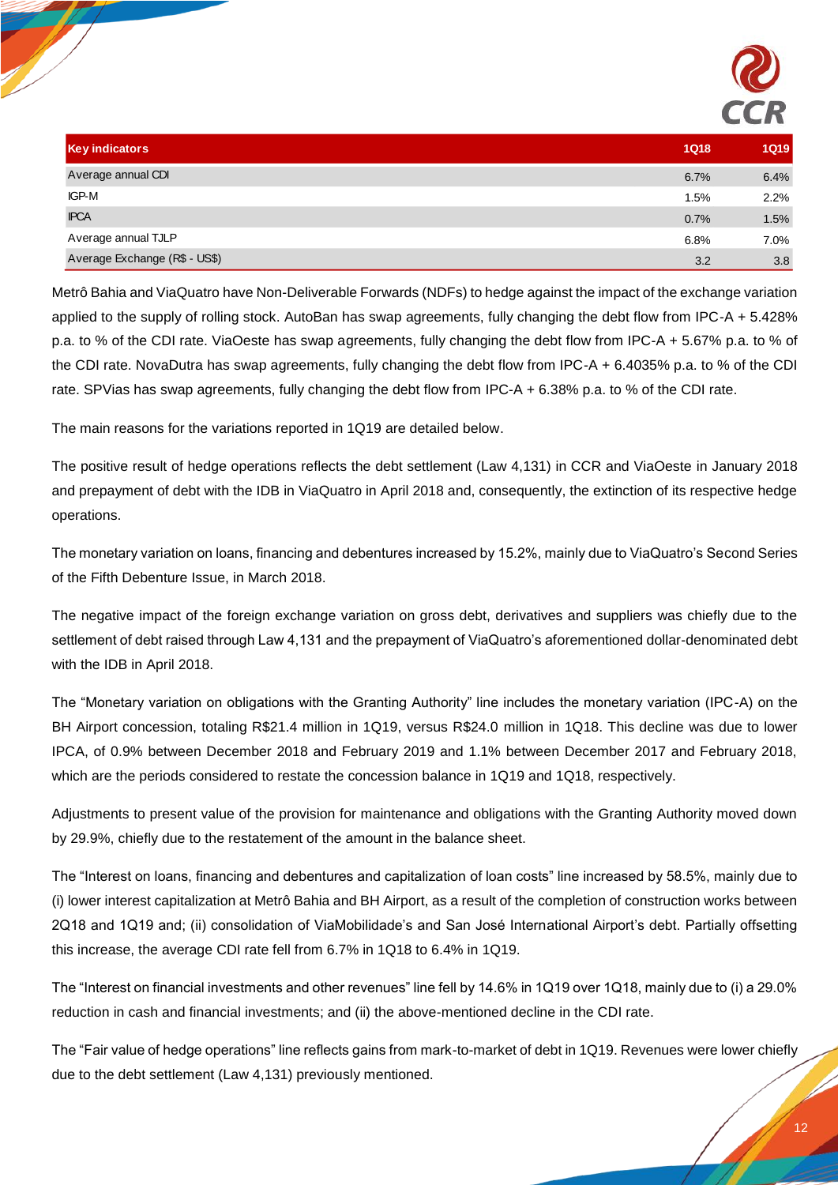| Key indicators | 1Q18 | 1Q19 |
|---|---|---|
| Average annual CDI | 6.7% | 6.4% |
| IGP-M | 1.5% | 2.2% |
| IPCA | 0.7% | 1.5% |
| Average annual TJLP | 6.8% | 7.0% |
| Average Exchange (R$ - US$) | 3.2 | 3.8 |

Metrô Bahia and ViaQuatro have Non-Deliverable Forwards (NDFs) to hedge against the impact of the exchange variation applied to the supply of rolling stock. AutoBan has swap agreements, fully changing the debt flow from IPC-A + 5.428% p.a. to % of the CDI rate. ViaOeste has swap agreements, fully changing the debt flow from IPC-A + 5.67% p.a. to % of the CDI rate. NovaDutra has swap agreements, fully changing the debt flow from IPC-A + 6.4035% p.a. to % of the CDI rate. SPVias has swap agreements, fully changing the debt flow from IPC-A + 6.38% p.a. to % of the CDI rate.

The main reasons for the variations reported in 1Q19 are detailed below.

The positive result of hedge operations reflects the debt settlement (Law 4,131) in CCR and ViaOeste in January 2018 and prepayment of debt with the IDB in ViaQuatro in April 2018 and, consequently, the extinction of its respective hedge operations.

The monetary variation on loans, financing and debentures increased by 15.2%, mainly due to ViaQuatro's Second Series of the Fifth Debenture Issue, in March 2018.

The negative impact of the foreign exchange variation on gross debt, derivatives and suppliers was chiefly due to the settlement of debt raised through Law 4,131 and the prepayment of ViaQuatro's aforementioned dollar-denominated debt with the IDB in April 2018.

The "Monetary variation on obligations with the Granting Authority" line includes the monetary variation (IPC-A) on the BH Airport concession, totaling R$21.4 million in 1Q19, versus R$24.0 million in 1Q18. This decline was due to lower IPCA, of 0.9% between December 2018 and February 2019 and 1.1% between December 2017 and February 2018, which are the periods considered to restate the concession balance in 1Q19 and 1Q18, respectively.

Adjustments to present value of the provision for maintenance and obligations with the Granting Authority moved down by 29.9%, chiefly due to the restatement of the amount in the balance sheet.

The "Interest on loans, financing and debentures and capitalization of loan costs" line increased by 58.5%, mainly due to (i) lower interest capitalization at Metrô Bahia and BH Airport, as a result of the completion of construction works between 2Q18 and 1Q19 and; (ii) consolidation of ViaMobilidade's and San José International Airport's debt. Partially offsetting this increase, the average CDI rate fell from 6.7% in 1Q18 to 6.4% in 1Q19.

The "Interest on financial investments and other revenues" line fell by 14.6% in 1Q19 over 1Q18, mainly due to (i) a 29.0% reduction in cash and financial investments; and (ii) the above-mentioned decline in the CDI rate.

The "Fair value of hedge operations" line reflects gains from mark-to-market of debt in 1Q19. Revenues were lower chiefly due to the debt settlement (Law 4,131) previously mentioned.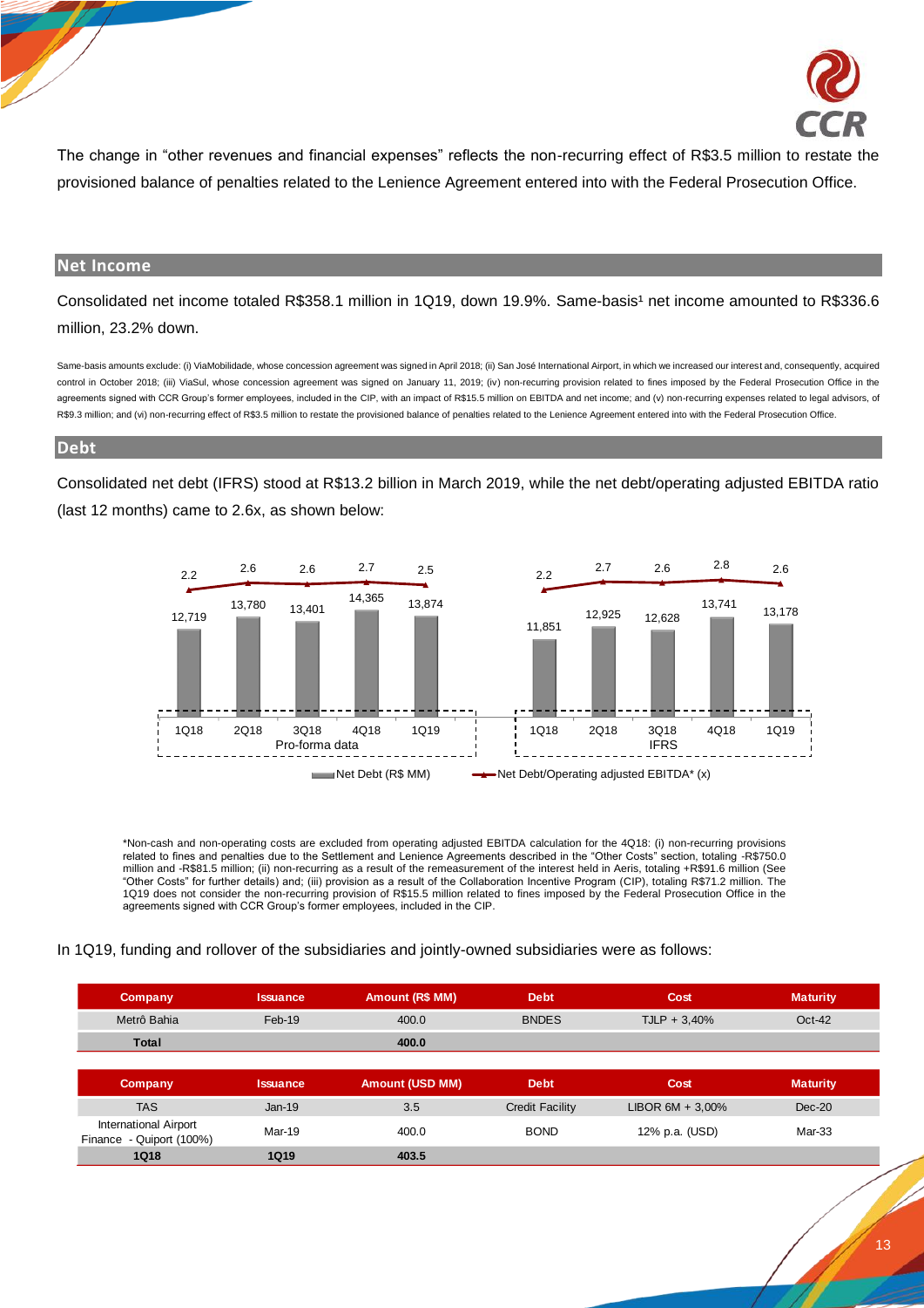The change in "other revenues and financial expenses" reflects the non-recurring effect of R$3.5 million to restate the provisioned balance of penalties related to the Lenience Agreement entered into with the Federal Prosecution Office.

## Net Income

Consolidated net income totaled R$358.1 million in 1Q19, down 19.9%. Same-basis[1] net income amounted to R$336.6 million, 23.2% down.

Same-basis amounts exclude: (i) ViaMobilidade, whose concession agreement was signed in April 2018; (ii) San José International Airport, in which we increased our interest and, consequently, acquired control in October 2018; (iii) ViaSul, whose concession agreement was signed on January 11, 2019; (iv) non-recurring provision related to fines imposed by the Federal Prosecution Office in the agreements signed with CCR Group's former employees, included in the CIP, with an impact of R$15.5 million on EBITDA and net income; and (v) non-recurring expenses related to legal advisors, of R$9.3 million; and (vi) non-recurring effect of R$3.5 million to restate the provisioned balance of penalties related to the Lenience Agreement entered into with the Federal Prosecution Office.

## Debt

Consolidated net debt (IFRS) stood at R$13.2 billion in March 2019, while the net debt/operating adjusted EBITDA ratio (last 12 months) came to 2.6x, as shown below:

| | Pro-forma data | | | | | IFRS | | | | |
|---|---|---|---|---|---|---|---|---|---|---|
| | 1Q18 | 2Q18 | 3Q18 | 4Q18 | 1Q19 | 1Q18 | 2Q18 | 3Q18 | 4Q18 | 1Q19 |
| Net Debt (R$ MM) | 12,719 | 13,780 | 13,401 | 14,365 | 13,874 | 11,851 | 12,925 | 12,628 | 13,741 | 13,178 |
| Net Debt/Operating adjusted EBITDA* (x) | 2.2 | 2.6 | 2.6 | 2.7 | 2.5 | 2.2 | 2.7 | 2.6 | 2.8 | 2.6 |

*Non-cash and non-operating costs are excluded from operating adjusted EBITDA calculation for the 4Q18: (i) non-recurring provisions related to fines and penalties due to the Settlement and Lenience Agreements described in the "Other Costs" section, totaling -R$750.0 million and -R$81.5 million; (ii) non-recurring as a result of the remeasurement of the interest held in Aeris, totaling +R$91.6 million (See "Other Costs" for further details) and; (iii) provision as a result of the Collaboration Incentive Program (CIP), totaling R$71.2 million. The 1Q19 does not consider the non-recurring provision of R$15.5 million related to fines imposed by the Federal Prosecution Office in the agreements signed with CCR Group's former employees, included in the CIP.

In 1Q19, funding and rollover of the subsidiaries and jointly-owned subsidiaries were as follows:

| Company | Issuance | Amount (R$ MM) | Debt | Cost | Maturity |
|---|---|---|---|---|---|
| Metrô Bahia | Feb-19 | 400.0 | BNDES | TJLP + 3,40% | Oct-42 |
| **Total** | | **400.0** | | | |

| Company | Issuance | Amount (USD MM) | Debt | Cost | Maturity |
|---|---|---|---|---|---|
| TAS | Jan-19 | 3.5 | Credit Facility | LIBOR 6M + 3,00% | Dec-20 |
| International Airport Finance - Quiport (100%) | Mar-19 | 400.0 | BOND | 12% p.a. (USD) | Mar-33 |
| **1Q18** | **1Q19** | **403.5** | | | |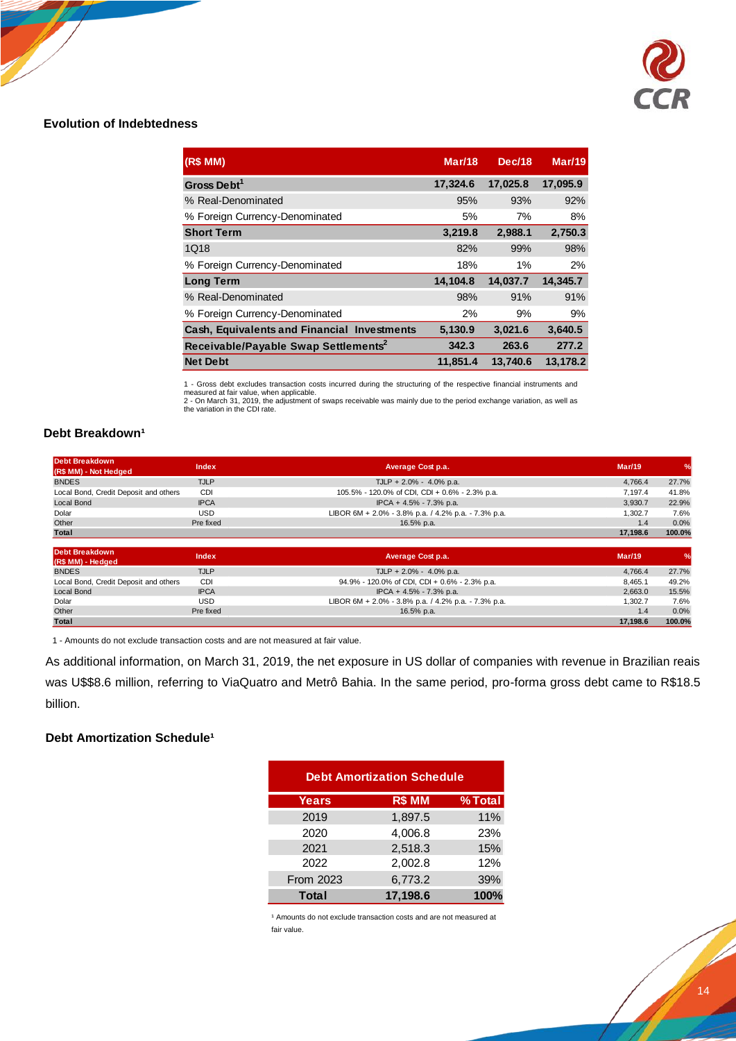## Evolution of Indebtedness

| (R$ MM) | Mar/18 | Dec/18 | Mar/19 |
|---|---|---|---|
| **Gross Debt[1]** | **17,324.6** | **17,025.8** | **17,095.9** |
| % Real-Denominated | 95% | 93% | 92% |
| % Foreign Currency-Denominated | 5% | 7% | 8% |
| **Short Term** | **3,219.8** | **2,988.1** | **2,750.3** |
| 1Q18 | 82% | 99% | 98% |
| % Foreign Currency-Denominated | 18% | 1% | 2% |
| **Long Term** | **14,104.8** | **14,037.7** | **14,345.7** |
| % Real-Denominated | 98% | 91% | 91% |
| % Foreign Currency-Denominated | 2% | 9% | 9% |
| **Cash, Equivalents and Financial Investments** | **5,130.9** | **3,021.6** | **3,640.5** |
| **Receivable/Payable Swap Settlements[2]** | **342.3** | **263.6** | **277.2** |
| **Net Debt** | **11,851.4** | **13,740.6** | **13,178.2** |

1 - Gross debt excludes transaction costs incurred during the structuring of the respective financial instruments and measured at fair value, when applicable.
2 - On March 31, 2019, the adjustment of swaps receivable was mainly due to the period exchange variation, as well as the variation in the CDI rate.

## Debt Breakdown[1]

| Debt Breakdown (R$ MM) - Not Hedged | Index | Average Cost p.a. | Mar/19 | % |
|---|---|---|---|---|
| BNDES | TJLP | TJLP + 2.0% - 4.0% p.a. | 4,766.4 | 27.7% |
| Local Bond, Credit Deposit and others | CDI | 105.5% - 120.0% of CDI, CDI + 0.6% - 2.3% p.a. | 7,197.4 | 41.8% |
| Local Bond | IPCA | IPCA + 4.5% - 7.3% p.a. | 3,930.7 | 22.9% |
| Dolar | USD | LIBOR 6M + 2.0% - 3.8% p.a. / 4.2% p.a. - 7.3% p.a. | 1,302.7 | 7.6% |
| Other | Pre fixed | 16.5% p.a. | 1.4 | 0.0% |
| **Total** | | | **17,198.6** | **100.0%** |

| Debt Breakdown (R$ MM) - Hedged | Index | Average Cost p.a. | Mar/19 | % |
|---|---|---|---|---|
| BNDES | TJLP | TJLP + 2.0% - 4.0% p.a. | 4,766.4 | 27.7% |
| Local Bond, Credit Deposit and others | CDI | 94.9% - 120.0% of CDI, CDI + 0.6% - 2.3% p.a. | 8,465.1 | 49.2% |
| Local Bond | IPCA | IPCA + 4.5% - 7.3% p.a. | 2,663.0 | 15.5% |
| Dolar | USD | LIBOR 6M + 2.0% - 3.8% p.a. / 4.2% p.a. - 7.3% p.a. | 1,302.7 | 7.6% |
| Other | Pre fixed | 16.5% p.a. | 1.4 | 0.0% |
| **Total** | | | **17,198.6** | **100.0%** |

1 - Amounts do not exclude transaction costs and are not measured at fair value.

As additional information, on March 31, 2019, the net exposure in US dollar of companies with revenue in Brazilian reais was U$$8.6 million, referring to ViaQuatro and Metrô Bahia. In the same period, pro-forma gross debt came to R$18.5 billion.

## Debt Amortization Schedule[1]

| Years | R$ MM | % Total |
|---|---|---|
| 2019 | 1,897.5 | 11% |
| 2020 | 4,006.8 | 23% |
| 2021 | 2,518.3 | 15% |
| 2022 | 2,002.8 | 12% |
| From 2023 | 6,773.2 | 39% |
| **Total** | **17,198.6** | **100%** |

[1] Amounts do not exclude transaction costs and are not measured at fair value.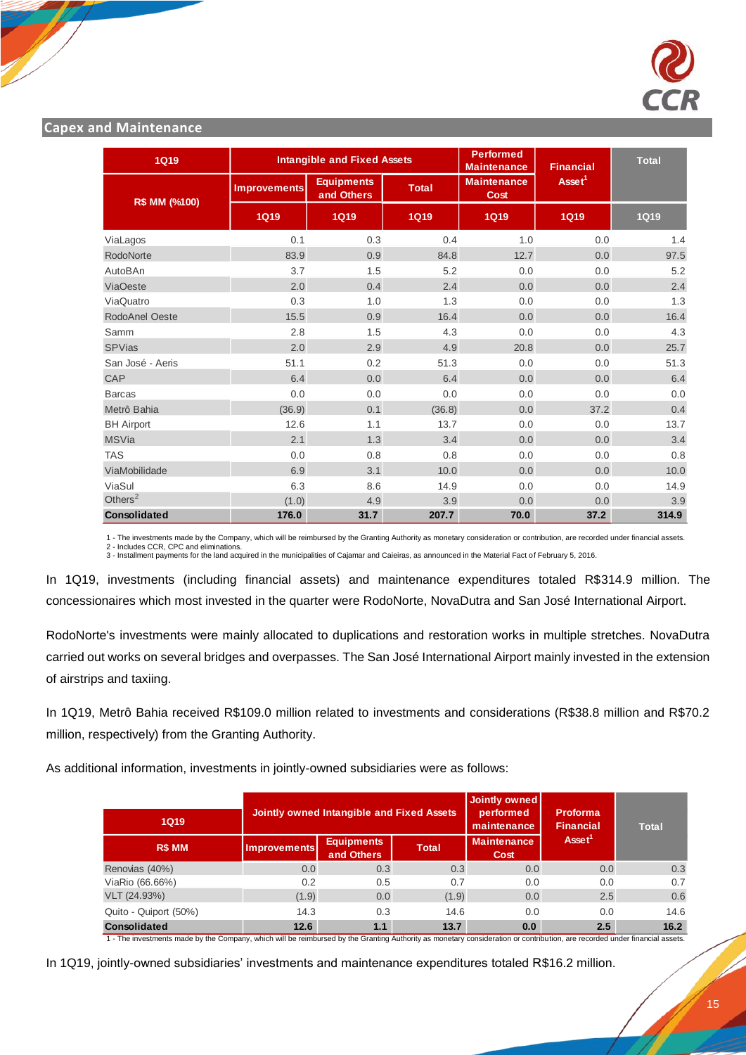## Capex and Maintenance

| 1Q19 | Intangible and Fixed Assets | | | Performed Maintenance | Financial Asset[1] | Total |
|---|---|---|---|---|---|---|
| R$ MM (%100) | Improvements | Equipments and Others | Total | Maintenance Cost | | |
| | 1Q19 | 1Q19 | 1Q19 | 1Q19 | 1Q19 | 1Q19 |
| ViaLagos | 0.1 | 0.3 | 0.4 | 1.0 | 0.0 | 1.4 |
| RodoNorte | 83.9 | 0.9 | 84.8 | 12.7 | 0.0 | 97.5 |
| AutoBAn | 3.7 | 1.5 | 5.2 | 0.0 | 0.0 | 5.2 |
| ViaOeste | 2.0 | 0.4 | 2.4 | 0.0 | 0.0 | 2.4 |
| ViaQuatro | 0.3 | 1.0 | 1.3 | 0.0 | 0.0 | 1.3 |
| RodoAnel Oeste | 15.5 | 0.9 | 16.4 | 0.0 | 0.0 | 16.4 |
| Samm | 2.8 | 1.5 | 4.3 | 0.0 | 0.0 | 4.3 |
| SPVias | 2.0 | 2.9 | 4.9 | 20.8 | 0.0 | 25.7 |
| San José - Aeris | 51.1 | 0.2 | 51.3 | 0.0 | 0.0 | 51.3 |
| CAP | 6.4 | 0.0 | 6.4 | 0.0 | 0.0 | 6.4 |
| Barcas | 0.0 | 0.0 | 0.0 | 0.0 | 0.0 | 0.0 |
| Metrô Bahia | (36.9) | 0.1 | (36.8) | 0.0 | 37.2 | 0.4 |
| BH Airport | 12.6 | 1.1 | 13.7 | 0.0 | 0.0 | 13.7 |
| MSVia | 2.1 | 1.3 | 3.4 | 0.0 | 0.0 | 3.4 |
| TAS | 0.0 | 0.8 | 0.8 | 0.0 | 0.0 | 0.8 |
| ViaMobilidade | 6.9 | 3.1 | 10.0 | 0.0 | 0.0 | 10.0 |
| ViaSul | 6.3 | 8.6 | 14.9 | 0.0 | 0.0 | 14.9 |
| Others[2] | (1.0) | 4.9 | 3.9 | 0.0 | 0.0 | 3.9 |
| **Consolidated** | **176.0** | **31.7** | **207.7** | **70.0** | **37.2** | **314.9** |

1 - The investments made by the Company, which will be reimbursed by the Granting Authority as monetary consideration or contribution, are recorded under financial assets.
2 - Includes CCR, CPC and eliminations.
3 - Installment payments for the land acquired in the municipalities of Cajamar and Caieiras, as announced in the Material Fact of February 5, 2016.

In 1Q19, investments (including financial assets) and maintenance expenditures totaled R$314.9 million. The concessionaires which most invested in the quarter were RodoNorte, NovaDutra and San José International Airport.

RodoNorte's investments were mainly allocated to duplications and restoration works in multiple stretches. NovaDutra carried out works on several bridges and overpasses. The San José International Airport mainly invested in the extension of airstrips and taxiing.

In 1Q19, Metrô Bahia received R$109.0 million related to investments and considerations (R$38.8 million and R$70.2 million, respectively) from the Granting Authority.

As additional information, investments in jointly-owned subsidiaries were as follows:

| 1Q19 | Jointly owned Intangible and Fixed Assets | | | Jointly owned performed maintenance | Proforma Financial Asset[1] | Total |
|---|---|---|---|---|---|---|
| R$ MM | Improvements | Equipments and Others | Total | Maintenance Cost | | |
| Renovias (40%) | 0.0 | 0.3 | 0.3 | 0.0 | 0.0 | 0.3 |
| ViaRio (66.66%) | 0.2 | 0.5 | 0.7 | 0.0 | 0.0 | 0.7 |
| VLT (24.93%) | (1.9) | 0.0 | (1.9) | 0.0 | 2.5 | 0.6 |
| Quito - Quiport (50%) | 14.3 | 0.3 | 14.6 | 0.0 | 0.0 | 14.6 |
| **Consolidated** | **12.6** | **1.1** | **13.7** | **0.0** | **2.5** | **16.2** |

1 - The investments made by the Company, which will be reimbursed by the Granting Authority as monetary consideration or contribution, are recorded under financial assets.

In 1Q19, jointly-owned subsidiaries' investments and maintenance expenditures totaled R$16.2 million.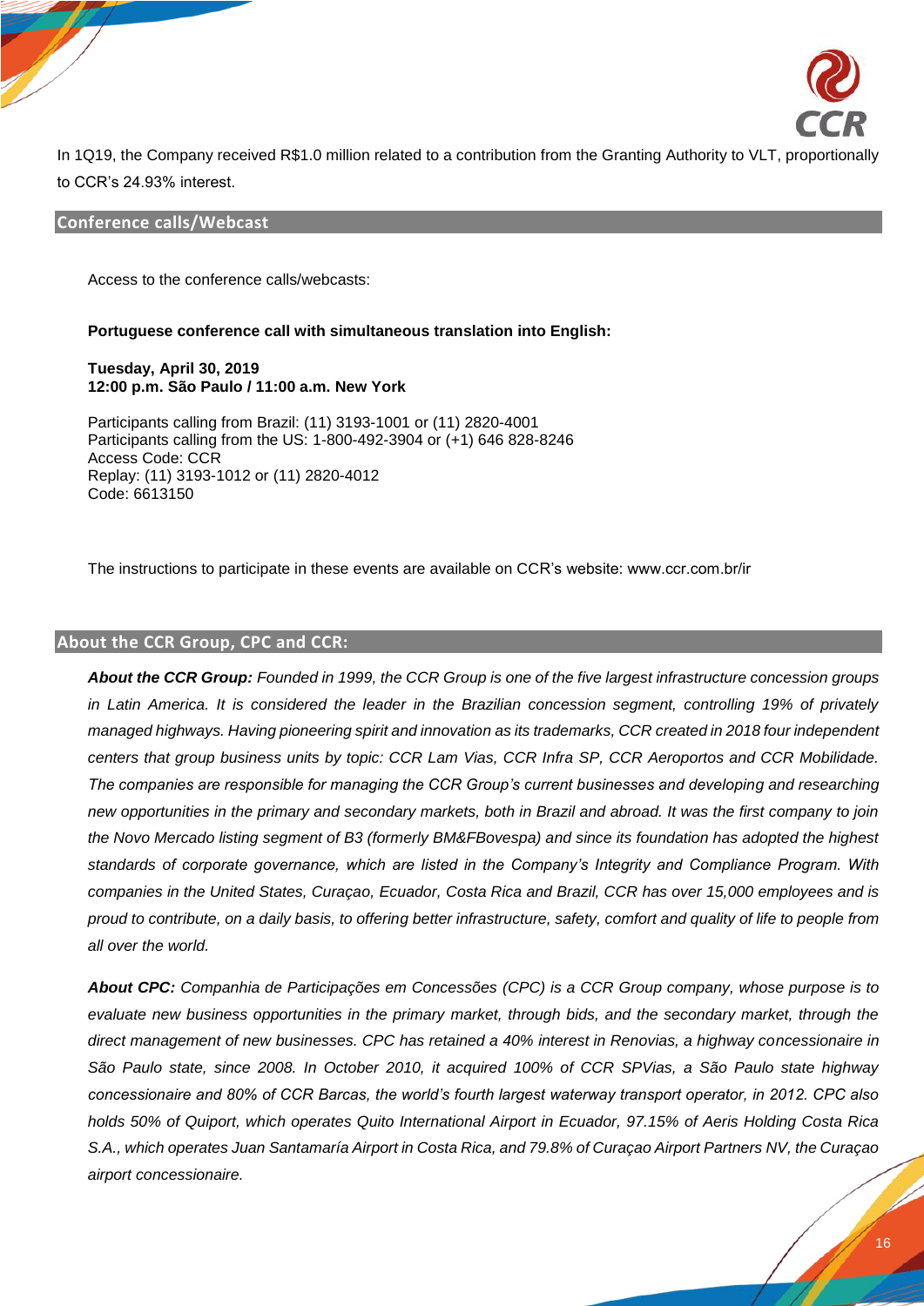In 1Q19, the Company received R$1.0 million related to a contribution from the Granting Authority to VLT, proportionally to CCR's 24.93% interest.

## Conference calls/Webcast

Access to the conference calls/webcasts:

**Portuguese conference call with simultaneous translation into English:**

**Tuesday, April 30, 2019**
**12:00 p.m. São Paulo / 11:00 a.m. New York**

Participants calling from Brazil: (11) 3193-1001 or (11) 2820-4001
Participants calling from the US: 1-800-492-3904 or (+1) 646 828-8246
Access Code: CCR
Replay: (11) 3193-1012 or (11) 2820-4012
Code: 6613150

The instructions to participate in these events are available on CCR's website: www.ccr.com.br/ir

## About the CCR Group, CPC and CCR:

***About the CCR Group:*** *Founded in 1999, the CCR Group is one of the five largest infrastructure concession groups in Latin America. It is considered the leader in the Brazilian concession segment, controlling 19% of privately managed highways. Having pioneering spirit and innovation as its trademarks, CCR created in 2018 four independent centers that group business units by topic: CCR Lam Vias, CCR Infra SP, CCR Aeroportos and CCR Mobilidade. The companies are responsible for managing the CCR Group's current businesses and developing and researching new opportunities in the primary and secondary markets, both in Brazil and abroad. It was the first company to join the Novo Mercado listing segment of B3 (formerly BM&FBovespa) and since its foundation has adopted the highest standards of corporate governance, which are listed in the Company's Integrity and Compliance Program. With companies in the United States, Curaçao, Ecuador, Costa Rica and Brazil, CCR has over 15,000 employees and is proud to contribute, on a daily basis, to offering better infrastructure, safety, comfort and quality of life to people from all over the world.*

***About CPC:*** *Companhia de Participações em Concessões (CPC) is a CCR Group company, whose purpose is to evaluate new business opportunities in the primary market, through bids, and the secondary market, through the direct management of new businesses. CPC has retained a 40% interest in Renovias, a highway concessionaire in São Paulo state, since 2008. In October 2010, it acquired 100% of CCR SPVias, a São Paulo state highway concessionaire and 80% of CCR Barcas, the world's fourth largest waterway transport operator, in 2012. CPC also holds 50% of Quiport, which operates Quito International Airport in Ecuador, 97.15% of Aeris Holding Costa Rica S.A., which operates Juan Santamaría Airport in Costa Rica, and 79.8% of Curaçao Airport Partners NV, the Curaçao airport concessionaire.*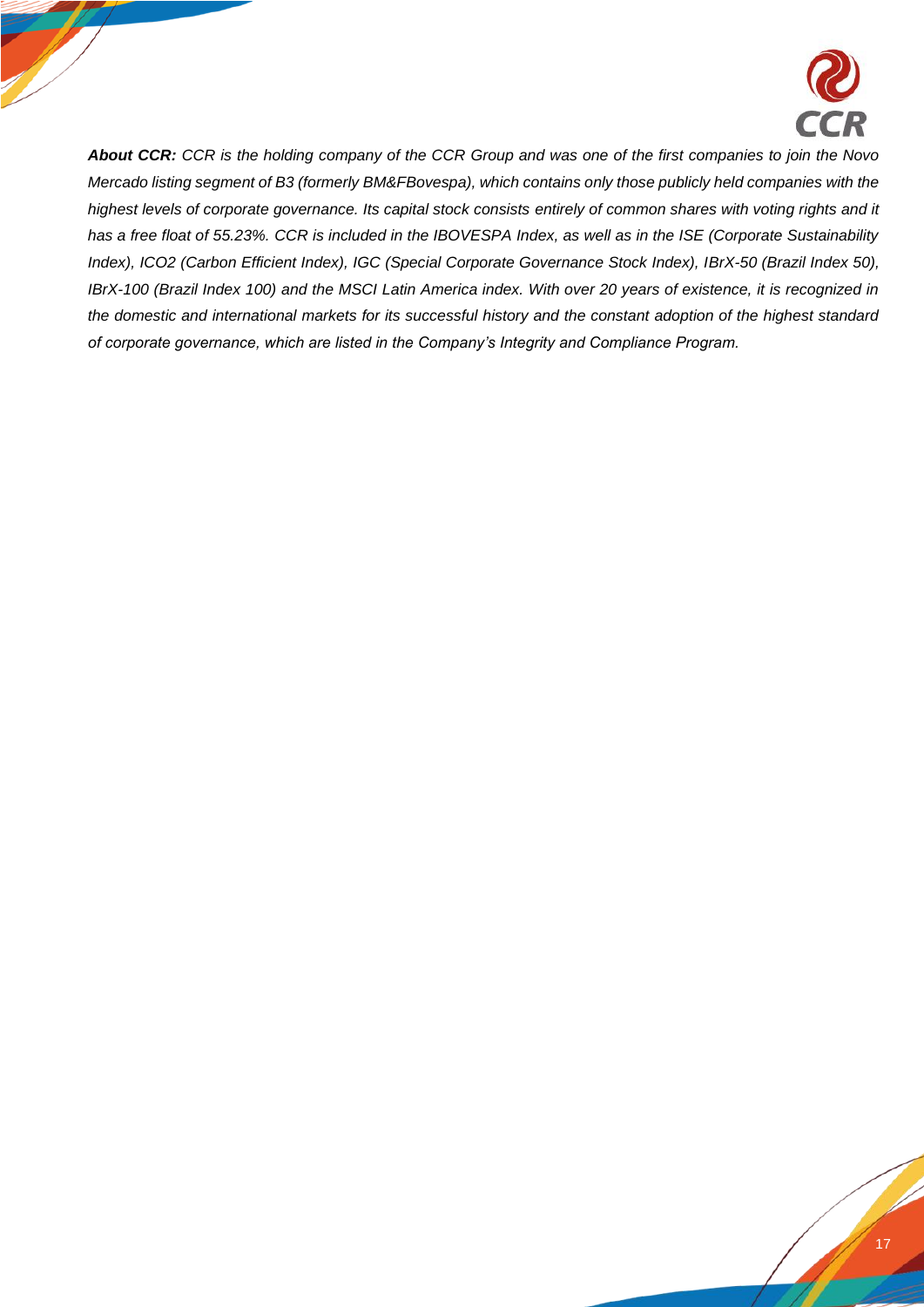***About CCR:** CCR is the holding company of the CCR Group and was one of the first companies to join the Novo Mercado listing segment of B3 (formerly BM&FBovespa), which contains only those publicly held companies with the highest levels of corporate governance. Its capital stock consists entirely of common shares with voting rights and it has a free float of 55.23%. CCR is included in the IBOVESPA Index, as well as in the ISE (Corporate Sustainability Index), ICO2 (Carbon Efficient Index), IGC (Special Corporate Governance Stock Index), IBrX-50 (Brazil Index 50), IBrX-100 (Brazil Index 100) and the MSCI Latin America index. With over 20 years of existence, it is recognized in the domestic and international markets for its successful history and the constant adoption of the highest standard of corporate governance, which are listed in the Company's Integrity and Compliance Program.*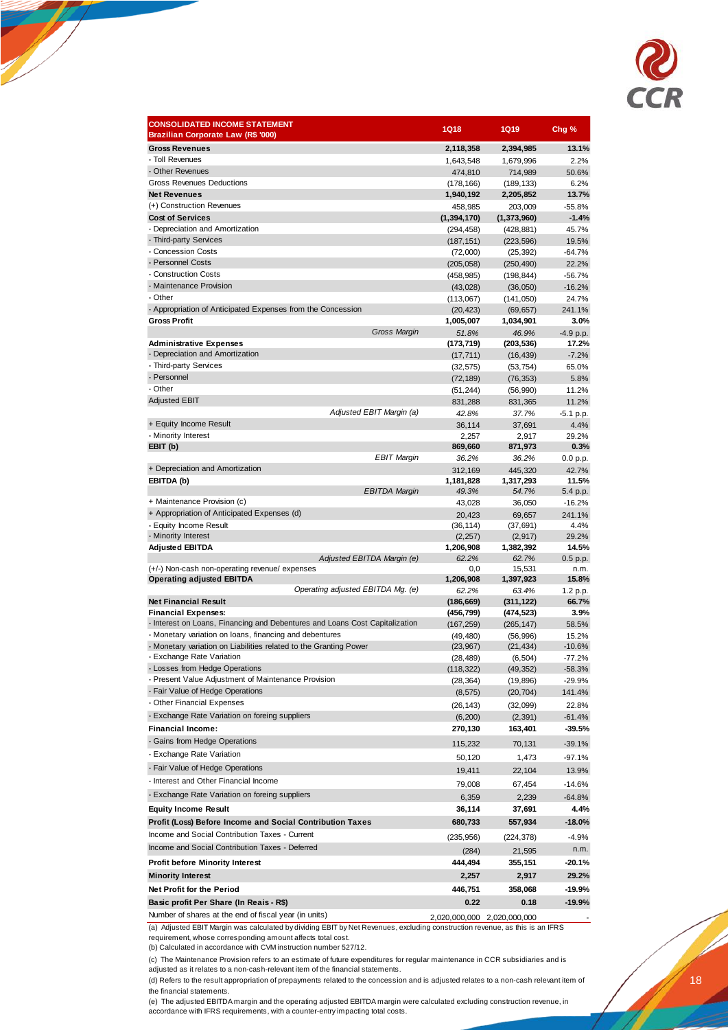| CONSOLIDATED INCOME STATEMENT Brazilian Corporate Law (R$ '000) | 1Q18 | 1Q19 | Chg % |
|---|---|---|---|
| **Gross Revenues** | **2,118,358** | **2,394,985** | **13.1%** |
| - Toll Revenues | 1,643,548 | 1,679,996 | 2.2% |
| - Other Revenues | 474,810 | 714,989 | 50.6% |
| Gross Revenues Deductions | (178,166) | (189,133) | 6.2% |
| **Net Revenues** | **1,940,192** | **2,205,852** | **13.7%** |
| (+) Construction Revenues | 458,985 | 203,009 | -55.8% |
| **Cost of Services** | **(1,394,170)** | **(1,373,960)** | **-1.4%** |
| - Depreciation and Amortization | (294,458) | (428,881) | 45.7% |
| - Third-party Services | (187,151) | (223,596) | 19.5% |
| - Concession Costs | (72,000) | (25,392) | -64.7% |
| - Personnel Costs | (205,058) | (250,490) | 22.2% |
| - Construction Costs | (458,985) | (198,844) | -56.7% |
| - Maintenance Provision | (43,028) | (36,050) | -16.2% |
| - Other | (113,067) | (141,050) | 24.7% |
| - Appropriation of Anticipated Expenses from the Concession | (20,423) | (69,657) | 241.1% |
| **Gross Profit** | **1,005,007** | **1,034,901** | **3.0%** |
| *Gross Margin* | *51.8%* | *46.9%* | -4.9 p.p. |
| **Administrative Expenses** | **(173,719)** | **(203,536)** | **17.2%** |
| - Depreciation and Amortization | (17,711) | (16,439) | -7.2% |
| - Third-party Services | (32,575) | (53,754) | 65.0% |
| - Personnel | (72,189) | (76,353) | 5.8% |
| - Other | (51,244) | (56,990) | 11.2% |
| Adjusted EBIT | 831,288 | 831,365 | 11.2% |
| *Adjusted EBIT Margin (a)* | *42.8%* | *37.7%* | -5.1 p.p. |
| + Equity Income Result | 36,114 | 37,691 | 4.4% |
| - Minority Interest | 2,257 | 2,917 | 29.2% |
| **EBIT (b)** | **869,660** | **871,973** | **0.3%** |
| *EBIT Margin* | *36.2%* | *36.2%* | 0.0 p.p. |
| + Depreciation and Amortization | 312,169 | 445,320 | 42.7% |
| **EBITDA (b)** | **1,181,828** | **1,317,293** | **11.5%** |
| *EBITDA Margin* | *49.3%* | *54.7%* | 5.4 p.p. |
| + Maintenance Provision (c) | 43,028 | 36,050 | -16.2% |
| + Appropriation of Anticipated Expenses (d) | 20,423 | 69,657 | 241.1% |
| - Equity Income Result | (36,114) | (37,691) | 4.4% |
| - Minority Interest | (2,257) | (2,917) | 29.2% |
| **Adjusted EBITDA** | **1,206,908** | **1,382,392** | **14.5%** |
| *Adjusted EBITDA Margin (e)* | *62.2%* | *62.7%* | 0.5 p.p. |
| (+/-) Non-cash non-operating revenue/ expenses | 0,0 | 15,531 | n.m. |
| **Operating adjusted EBITDA** | **1,206,908** | **1,397,923** | **15.8%** |
| *Operating adjusted EBITDA Mg. (e)* | *62.2%* | *63.4%* | 1.2 p.p. |
| **Net Financial Result** | **(186,669)** | **(311,122)** | **66.7%** |
| **Financial Expenses:** | **(456,799)** | **(474,523)** | **3.9%** |
| - Interest on Loans, Financing and Debentures and Loans Cost Capitalization | (167,259) | (265,147) | 58.5% |
| - Monetary variation on loans, financing and debentures | (49,480) | (56,996) | 15.2% |
| - Monetary variation on Liabilities related to the Granting Power | (23,967) | (21,434) | -10.6% |
| - Exchange Rate Variation | (28,489) | (6,504) | -77.2% |
| - Losses from Hedge Operations | (118,322) | (49,352) | -58.3% |
| - Present Value Adjustment of Maintenance Provision | (28,364) | (19,896) | -29.9% |
| - Fair Value of Hedge Operations | (8,575) | (20,704) | 141.4% |
| - Other Financial Expenses | (26,143) | (32,099) | 22.8% |
| - Exchange Rate Variation on foreing suppliers | (6,200) | (2,391) | -61.4% |
| **Financial Income:** | **270,130** | **163,401** | **-39.5%** |
| - Gains from Hedge Operations | 115,232 | 70,131 | -39.1% |
| - Exchange Rate Variation | 50,120 | 1,473 | -97.1% |
| - Fair Value of Hedge Operations | 19,411 | 22,104 | 13.9% |
| - Interest and Other Financial Income | 79,008 | 67,454 | -14.6% |
| - Exchange Rate Variation on foreing suppliers | 6,359 | 2,239 | -64.8% |
| **Equity Income Result** | **36,114** | **37,691** | **4.4%** |
| **Profit (Loss) Before Income and Social Contribution Taxes** | **680,733** | **557,934** | **-18.0%** |
| Income and Social Contribution Taxes - Current | (235,956) | (224,378) | -4.9% |
| Income and Social Contribution Taxes - Deferred | (284) | 21,595 | n.m. |
| **Profit before Minority Interest** | **444,494** | **355,151** | **-20.1%** |
| **Minority Interest** | **2,257** | **2,917** | **29.2%** |
| **Net Profit for the Period** | **446,751** | **358,068** | **-19.9%** |
| **Basic profit Per Share (In Reais - R$)** | **0.22** | **0.18** | **-19.9%** |
| Number of shares at the end of fiscal year (in units) | 2,020,000,000 | 2,020,000,000 | - |

(a) Adjusted EBIT Margin was calculated by dividing EBIT by Net Revenues, excluding construction revenue, as this is an IFRS requirement, whose corresponding amount affects total cost.
(b) Calculated in accordance with CVM instruction number 527/12.

(c) The Maintenance Provision refers to an estimate of future expenditures for regular maintenance in CCR subsidiaries and is adjusted as it relates to a non-cash-relevant item of the financial statements.

(d) Refers to the result appropriation of prepayments related to the concession and is adjusted relates to a non-cash relevant item of the financial statements.

(e) The adjusted EBITDA margin and the operating adjusted EBITDA margin were calculated excluding construction revenue, in accordance with IFRS requirements, with a counter-entry impacting total costs.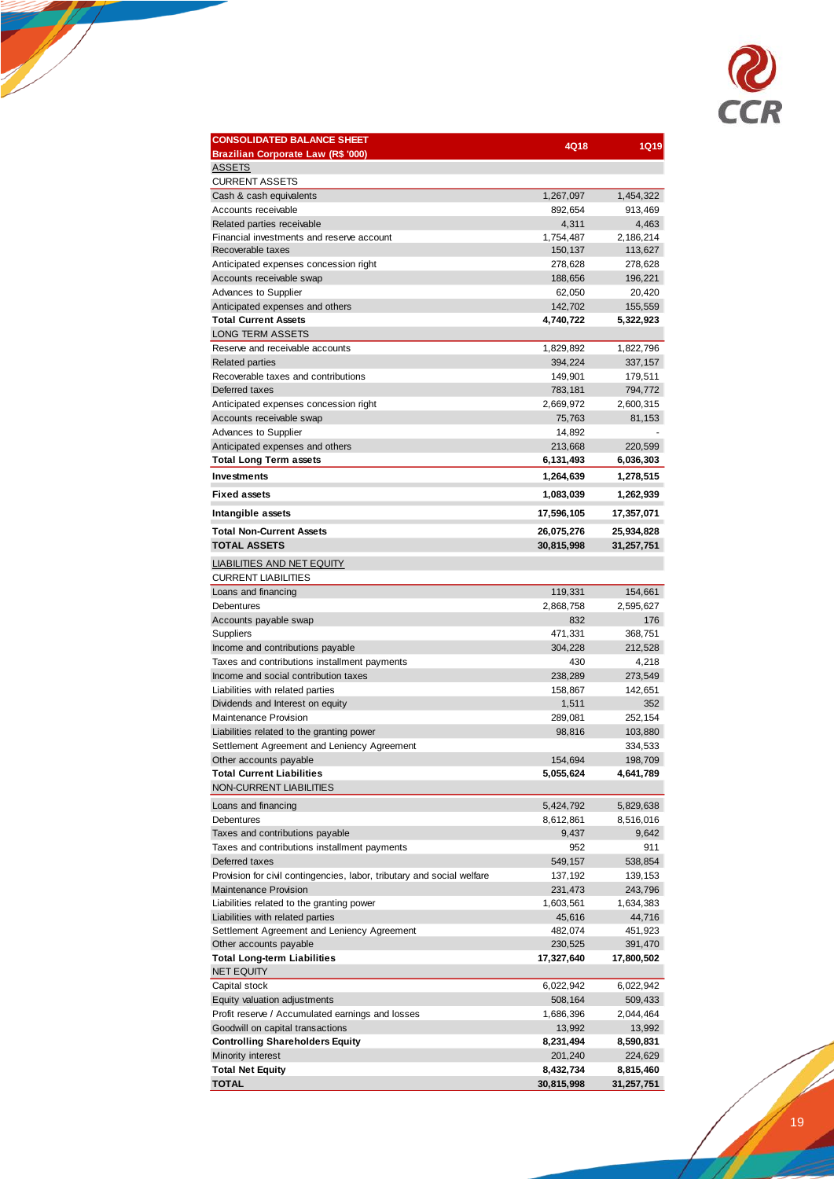| CONSOLIDATED BALANCE SHEET<br>Brazilian Corporate Law (R$ '000) | 4Q18 | 1Q19 |
|---|---|---|
| ASSETS | | |
| CURRENT ASSETS | | |
| Cash & cash equivalents | 1,267,097 | 1,454,322 |
| Accounts receivable | 892,654 | 913,469 |
| Related parties receivable | 4,311 | 4,463 |
| Financial investments and reserve account | 1,754,487 | 2,186,214 |
| Recoverable taxes | 150,137 | 113,627 |
| Anticipated expenses concession right | 278,628 | 278,628 |
| Accounts receivable swap | 188,656 | 196,221 |
| Advances to Supplier | 62,050 | 20,420 |
| Anticipated expenses and others | 142,702 | 155,559 |
| **Total Current Assets** | **4,740,722** | **5,322,923** |
| LONG TERM ASSETS | | |
| Reserve and receivable accounts | 1,829,892 | 1,822,796 |
| Related parties | 394,224 | 337,157 |
| Recoverable taxes and contributions | 149,901 | 179,511 |
| Deferred taxes | 783,181 | 794,772 |
| Anticipated expenses concession right | 2,669,972 | 2,600,315 |
| Accounts receivable swap | 75,763 | 81,153 |
| Advances to Supplier | 14,892 | - |
| Anticipated expenses and others | 213,668 | 220,599 |
| **Total Long Term assets** | **6,131,493** | **6,036,303** |
| **Investments** | **1,264,639** | **1,278,515** |
| **Fixed assets** | **1,083,039** | **1,262,939** |
| **Intangible assets** | **17,596,105** | **17,357,071** |
| **Total Non-Current Assets** | **26,075,276** | **25,934,828** |
| **TOTAL ASSETS** | **30,815,998** | **31,257,751** |
| LIABILITIES AND NET EQUITY | | |
| CURRENT LIABILITIES | | |
| Loans and financing | 119,331 | 154,661 |
| Debentures | 2,868,758 | 2,595,627 |
| Accounts payable swap | 832 | 176 |
| Suppliers | 471,331 | 368,751 |
| Income and contributions payable | 304,228 | 212,528 |
| Taxes and contributions installment payments | 430 | 4,218 |
| Income and social contribution taxes | 238,289 | 273,549 |
| Liabilities with related parties | 158,867 | 142,651 |
| Dividends and Interest on equity | 1,511 | 352 |
| Maintenance Provision | 289,081 | 252,154 |
| Liabilities related to the granting power | 98,816 | 103,880 |
| Settlement Agreement and Leniency Agreement | | 334,533 |
| Other accounts payable | 154,694 | 198,709 |
| **Total Current Liabilities** | **5,055,624** | **4,641,789** |
| NON-CURRENT LIABILITIES | | |
| Loans and financing | 5,424,792 | 5,829,638 |
| Debentures | 8,612,861 | 8,516,016 |
| Taxes and contributions payable | 9,437 | 9,642 |
| Taxes and contributions installment payments | 952 | 911 |
| Deferred taxes | 549,157 | 538,854 |
| Provision for civil contingencies, labor, tributary and social welfare | 137,192 | 139,153 |
| Maintenance Provision | 231,473 | 243,796 |
| Liabilities related to the granting power | 1,603,561 | 1,634,383 |
| Liabilities with related parties | 45,616 | 44,716 |
| Settlement Agreement and Leniency Agreement | 482,074 | 451,923 |
| Other accounts payable | 230,525 | 391,470 |
| **Total Long-term Liabilities** | **17,327,640** | **17,800,502** |
| NET EQUITY | | |
| Capital stock | 6,022,942 | 6,022,942 |
| Equity valuation adjustments | 508,164 | 509,433 |
| Profit reserve / Accumulated earnings and losses | 1,686,396 | 2,044,464 |
| Goodwill on capital transactions | 13,992 | 13,992 |
| **Controlling Shareholders Equity** | **8,231,494** | **8,590,831** |
| Minority interest | 201,240 | 224,629 |
| **Total Net Equity** | **8,432,734** | **8,815,460** |
| **TOTAL** | **30,815,998** | **31,257,751** |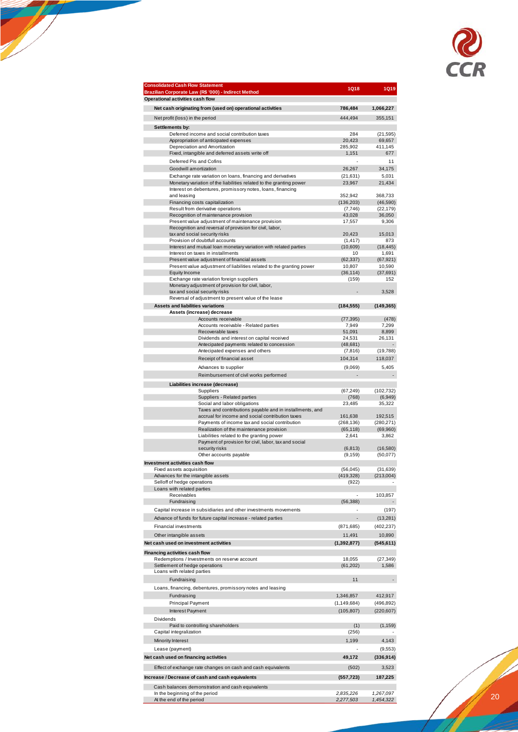| Consolidated Cash Flow Statement<br>Brazilian Corporate Law (R$ '000) - Indirect Method | 1Q18 | 1Q19 |
|---|---|---|
| **Operational activities cash flow** | | |
| **Net cash originating from (used on) operational activities** | **786,484** | **1,066,227** |
| Net profit (loss) in the period | 444,494 | 355,151 |
| **Settlements by:** | | |
| Deferred income and social contribution taxes | 284 | (21,595) |
| Appropriation of anticipated expenses | 20,423 | 69,657 |
| Depreciation and Amortization | 285,902 | 411,145 |
| Fixed, intangible and deferred assets write off | 1,151 | 677 |
| Deferred Pis and Cofins | - | 11 |
| Goodwill amortization | 26,267 | 34,175 |
| Exchange rate variation on loans, financing and derivatives | (21,631) | 5,031 |
| Monetary variation of the liabilities related to the granting power | 23,967 | 21,434 |
| Interest on debentures, promissory notes, loans, financing and leasing | 352,942 | 368,733 |
| Financing costs capitalization | (136,203) | (46,590) |
| Result from derivative operations | (7,746) | (22,179) |
| Recognition of maintenance provision | 43,028 | 36,050 |
| Present value adjustment of maintenance provision | 17,557 | 9,306 |
| Recognition and reversal of provision for civil, labor, tax and social security risks | 20,423 | 15,013 |
| Provision of doubtfull accounts | (1,417) | 873 |
| Interest and mutual loan monetary variation with related parties | (10,609) | (18,445) |
| Interest on taxes in installments | 10 | 1,691 |
| Present value adjustment of financial assets | (62,337) | (67,921) |
| Present value adjustment of liabilities related to the granting power | 10,807 | 10,590 |
| Equity Income | (36,114) | (37,691) |
| Exchange rate variation foreign suppliers | (159) | 152 |
| Monetary adjustment of provision for civil, labor, tax and social security risks | - | 3,528 |
| Reversal of adjustment to present value of the lease | | |
| **Assets and liabilities variations** | **(184,555)** | **(149,365)** |
| **Assets (increase) decrease** | | |
| Accounts receivable | (77,395) | (478) |
| Accounts receivable - Related parties | 7,949 | 7,299 |
| Recoverable taxes | 51,091 | 8,899 |
| Dividends and interest on capital received | 24,531 | 26,131 |
| Antecipated payments related to concession | (48,681) | - |
| Antecipated expenses and others | (7,816) | (19,788) |
| Receipt of financial asset | 104,314 | 118,037 |
| Advances to supplier | (9,069) | 5,405 |
| Reimbursement of civil works performed | - | - |
| **Liabilities increase (decrease)** | | |
| Suppliers | (67,249) | (102,732) |
| Suppliers - Related parties | (768) | (6,949) |
| Social and labor obligations | 23,485 | 35,322 |
| Taxes and contributions payable and in installments, and accrual for income and social contribution taxes | 161,638 | 192,515 |
| Payments of income tax and social contribution | (268,136) | (280,271) |
| Realization of the maintenance provision | (65,118) | (69,960) |
| Liabilities related to the granting power | 2,641 | 3,862 |
| Payment of provision for civil, labor, tax and social security risks | (6,813) | (16,580) |
| Other accounts payable | (9,159) | (50,077) |
| **Investment activities cash flow** | | |
| Fixed assets acquisition | (56,045) | (31,639) |
| Advances for the intangible assets | (419,328) | (213,004) |
| Selloff of hedge operations | (922) | - |
| Loans with related parties | | |
| Receivables | - | 103,857 |
| Fundraising | (56,388) | - |
| Capital increase in subsidiaries and other investments movements | - | (197) |
| Advance of funds for future capital increase - related parties | - | (13,281) |
| Financial investments | (871,685) | (402,237) |
| Other intangible assets | 11,491 | 10,890 |
| **Net cash used on investment activities** | **(1,392,877)** | **(545,611)** |
| **Financing activities cash flow** | | |
| Redemptions / Investments on reserve account | 18,055 | (27,349) |
| Settlement of hedge operations | (61,202) | 1,586 |
| Loans with related parties | | |
| Fundraising | 11 | - |
| Loans, financing, debentures, promissory notes and leasing | | |
| Fundraising | 1,346,857 | 412,917 |
| Principal Payment | (1,149,684) | (496,892) |
| Interest Payment | (105,807) | (220,607) |
| Dividends | | |
| Paid to controlling shareholders | (1) | (1,159) |
| Capital integralization | (256) | - |
| Minority Interest | 1,199 | 4,143 |
| Lease (payment) | - | (9,553) |
| **Net cash used on financing activities** | **49,172** | **(336,914)** |
| Effect of exchange rate changes on cash and cash equivalents | (502) | 3,523 |
| **Increase / Decrease of cash and cash equivalents** | **(557,723)** | **187,225** |
| Cash balances demonstration and cash equivalents | | |
| In the beginning of the period | *2,835,226* | *1,267,097* |
| At the end of the period | *2,277,503* | *1,454,322* |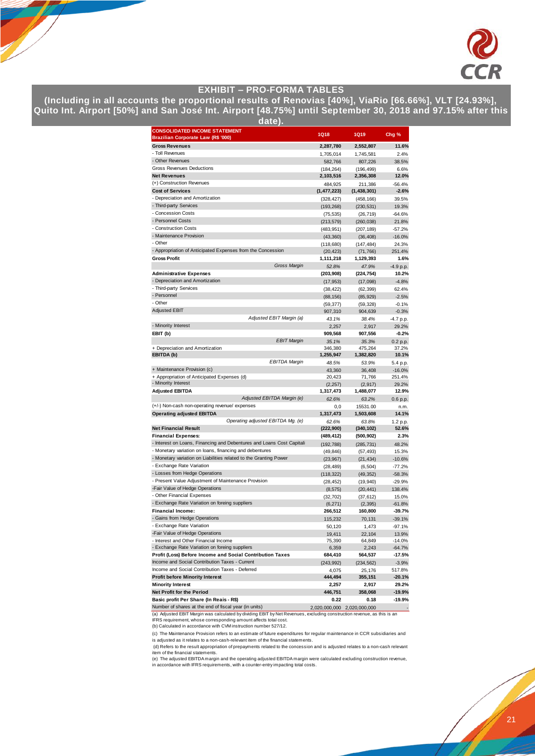# EXHIBIT – PRO-FORMA TABLES

**(Including in all accounts the proportional results of Renovias [40%], ViaRio [66.66%], VLT [24.93%], Quito Int. Airport [50%] and San José Int. Airport [48.75%] until September 30, 2018 and 97.15% after this date).**

| CONSOLIDATED INCOME STATEMENT Brazilian Corporate Law (R$ '000) | 1Q18 | 1Q19 | Chg % |
|---|---|---|---|
| **Gross Revenues** | **2,287,780** | **2,552,807** | **11.6%** |
| - Toll Revenues | 1,705,014 | 1,745,581 | 2.4% |
| - Other Revenues | 582,766 | 807,226 | 38.5% |
| Gross Revenues Deductions | (184,264) | (196,499) | 6.6% |
| **Net Revenues** | **2,103,516** | **2,356,308** | **12.0%** |
| (+) Construction Revenues | 484,925 | 211,386 | -56.4% |
| **Cost of Services** | **(1,477,223)** | **(1,438,301)** | **-2.6%** |
| - Depreciation and Amortization | (328,427) | (458,166) | 39.5% |
| - Third-party Services | (193,268) | (230,531) | 19.3% |
| - Concession Costs | (75,535) | (26,719) | -64.6% |
| - Personnel Costs | (213,579) | (260,038) | 21.8% |
| - Construction Costs | (483,951) | (207,189) | -57.2% |
| - Maintenance Provision | (43,360) | (36,408) | -16.0% |
| - Other | (118,680) | (147,484) | 24.3% |
| - Appropriation of Anticipated Expenses from the Concession | (20,423) | (71,766) | 251.4% |
| **Gross Profit** | **1,111,218** | **1,129,393** | **1.6%** |
| *Gross Margin* | *52.8%* | *47.9%* | -4.9 p.p. |
| **Administrative Expenses** | **(203,908)** | **(224,754)** | **10.2%** |
| - Depreciation and Amortization | (17,953) | (17,098) | -4.8% |
| - Third-party Services | (38,422) | (62,399) | 62.4% |
| - Personnel | (88,156) | (85,929) | -2.5% |
| - Other | (59,377) | (59,328) | -0.1% |
| Adjusted EBIT | 907,310 | 904,639 | -0.3% |
| *Adjusted EBIT Margin (a)* | *43.1%* | *38.4%* | -4.7 p.p. |
| - Minority Interest | 2,257 | 2,917 | 29.2% |
| **EBIT (b)** | **909,568** | **907,556** | **-0.2%** |
| *EBIT Margin* | *35.1%* | *35.3%* | 0.2 p.p. |
| + Depreciation and Amortization | 346,380 | 475,264 | 37.2% |
| **EBITDA (b)** | **1,255,947** | **1,382,820** | **10.1%** |
| *EBITDA Margin* | *48.5%* | *53.9%* | 5.4 p.p. |
| + Maintenance Provision (c) | 43,360 | 36,408 | -16.0% |
| + Appropriation of Anticipated Expenses (d) | 20,423 | 71,766 | 251.4% |
| - Minority Interest | (2,257) | (2,917) | 29.2% |
| **Adjusted EBITDA** | **1,317,473** | **1,488,077** | **12.9%** |
| *Adjusted EBITDA Margin (e)* | *62.6%* | *63.2%* | 0.6 p.p. |
| (+/-) Non-cash non-operating revenue/ expenses | 0,0 | 15531.00 | n.m. |
| **Operating adjusted EBITDA** | **1,317,473** | **1,503,608** | **14.1%** |
| *Operating adjusted EBITDA Mg. (e)* | *62.6%* | *63.8%* | 1.2 p.p. |
| **Net Financial Result** | **(222,900)** | **(340,102)** | **52.6%** |
| **Financial Expenses:** | **(489,412)** | **(500,902)** | **2.3%** |
| - Interest on Loans, Financing and Debentures and Loans Cost Capitali | (192,788) | (285,731) | 48.2% |
| - Monetary variation on loans, financing and debentures | (49,846) | (57,493) | 15.3% |
| - Monetary variation on Liabilities related to the Granting Power | (23,967) | (21,434) | -10.6% |
| - Exchange Rate Variation | (28,489) | (6,504) | -77.2% |
| - Losses from Hedge Operations | (118,322) | (49,352) | -58.3% |
| - Present Value Adjustment of Maintenance Provision | (28,452) | (19,940) | -29.9% |
| -Fair Value of Hedge Operations | (8,575) | (20,441) | 138.4% |
| - Other Financial Expenses | (32,702) | (37,612) | 15.0% |
| - Exchange Rate Variation on foreing suppliers | (6,271) | (2,395) | -61.8% |
| **Financial Income:** | **266,512** | **160,800** | **-39.7%** |
| - Gains from Hedge Operations | 115,232 | 70,131 | -39.1% |
| - Exchange Rate Variation | 50,120 | 1,473 | -97.1% |
| -Fair Value of Hedge Operations | 19,411 | 22,104 | 13.9% |
| - Interest and Other Financial Income | 75,390 | 64,849 | -14.0% |
| - Exchange Rate Variation on foreing suppliers | 6,359 | 2,243 | -64.7% |
| **Profit (Loss) Before Income and Social Contribution Taxes** | **684,410** | **564,537** | **-17.5%** |
| Income and Social Contribution Taxes - Current | (243,992) | (234,562) | -3.9% |
| Income and Social Contribution Taxes - Deferred | 4,075 | 25,176 | 517.8% |
| **Profit before Minority Interest** | **444,494** | **355,151** | **-20.1%** |
| **Minority Interest** | **2,257** | **2,917** | **29.2%** |
| **Net Profit for the Period** | **446,751** | **358,068** | **-19.9%** |
| **Basic profit Per Share (In Reais - R$)** | **0.22** | **0.18** | **-19.9%** |
| Number of shares at the end of fiscal year (in units) | 2,020,000,000 | 2,020,000,000 | - |

(a) Adjusted EBIT Margin was calculated by dividing EBIT by Net Revenues, excluding construction revenue, as this is an IFRS requirement, whose corresponding amount affects total cost.
(b) Calculated in accordance with CVM instruction number 527/12.
(c) The Maintenance Provision refers to an estimate of future expenditures for regular maintenance in CCR subsidiaries and is adjusted as it relates to a non-cash-relevant item of the financial statements.
(d) Refers to the result appropriation of prepayments related to the concession and is adjusted relates to a non-cash relevant item of the financial statements.
(e) The adjusted EBITDA margin and the operating adjusted EBITDA margin were calculated excluding construction revenue, in accordance with IFRS requirements, with a counter-entry impacting total costs.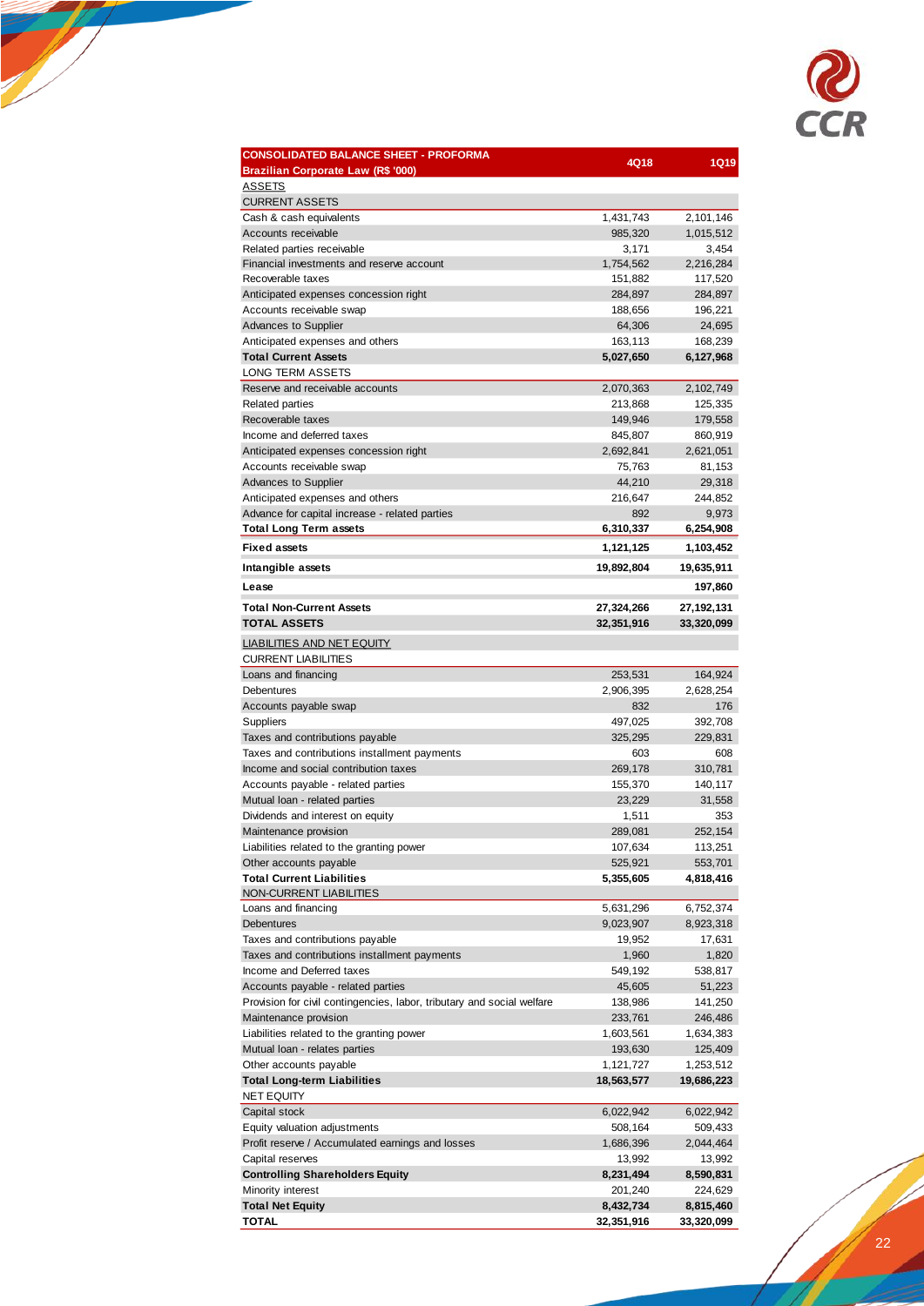| CONSOLIDATED BALANCE SHEET - PROFORMA Brazilian Corporate Law (R$ '000) | 4Q18 | 1Q19 |
|---|---|---|
| ASSETS | | |
| CURRENT ASSETS | | |
| Cash & cash equivalents | 1,431,743 | 2,101,146 |
| Accounts receivable | 985,320 | 1,015,512 |
| Related parties receivable | 3,171 | 3,454 |
| Financial investments and reserve account | 1,754,562 | 2,216,284 |
| Recoverable taxes | 151,882 | 117,520 |
| Anticipated expenses concession right | 284,897 | 284,897 |
| Accounts receivable swap | 188,656 | 196,221 |
| Advances to Supplier | 64,306 | 24,695 |
| Anticipated expenses and others | 163,113 | 168,239 |
| **Total Current Assets** | **5,027,650** | **6,127,968** |
| LONG TERM ASSETS | | |
| Reserve and receivable accounts | 2,070,363 | 2,102,749 |
| Related parties | 213,868 | 125,335 |
| Recoverable taxes | 149,946 | 179,558 |
| Income and deferred taxes | 845,807 | 860,919 |
| Anticipated expenses concession right | 2,692,841 | 2,621,051 |
| Accounts receivable swap | 75,763 | 81,153 |
| Advances to Supplier | 44,210 | 29,318 |
| Anticipated expenses and others | 216,647 | 244,852 |
| Advance for capital increase - related parties | 892 | 9,973 |
| **Total Long Term assets** | **6,310,337** | **6,254,908** |
| **Fixed assets** | **1,121,125** | **1,103,452** |
| **Intangible assets** | **19,892,804** | **19,635,911** |
| **Lease** | | **197,860** |
| **Total Non-Current Assets** | **27,324,266** | **27,192,131** |
| **TOTAL ASSETS** | **32,351,916** | **33,320,099** |
| LIABILITIES AND NET EQUITY | | |
| CURRENT LIABILITIES | | |
| Loans and financing | 253,531 | 164,924 |
| Debentures | 2,906,395 | 2,628,254 |
| Accounts payable swap | 832 | 176 |
| Suppliers | 497,025 | 392,708 |
| Taxes and contributions payable | 325,295 | 229,831 |
| Taxes and contributions installment payments | 603 | 608 |
| Income and social contribution taxes | 269,178 | 310,781 |
| Accounts payable - related parties | 155,370 | 140,117 |
| Mutual loan - related parties | 23,229 | 31,558 |
| Dividends and interest on equity | 1,511 | 353 |
| Maintenance provision | 289,081 | 252,154 |
| Liabilities related to the granting power | 107,634 | 113,251 |
| Other accounts payable | 525,921 | 553,701 |
| **Total Current Liabilities** | **5,355,605** | **4,818,416** |
| NON-CURRENT LIABILITIES | | |
| Loans and financing | 5,631,296 | 6,752,374 |
| Debentures | 9,023,907 | 8,923,318 |
| Taxes and contributions payable | 19,952 | 17,631 |
| Taxes and contributions installment payments | 1,960 | 1,820 |
| Income and Deferred taxes | 549,192 | 538,817 |
| Accounts payable - related parties | 45,605 | 51,223 |
| Provision for civil contingencies, labor, tributary and social welfare | 138,986 | 141,250 |
| Maintenance provision | 233,761 | 246,486 |
| Liabilities related to the granting power | 1,603,561 | 1,634,383 |
| Mutual loan - relates parties | 193,630 | 125,409 |
| Other accounts payable | 1,121,727 | 1,253,512 |
| **Total Long-term Liabilities** | **18,563,577** | **19,686,223** |
| NET EQUITY | | |
| Capital stock | 6,022,942 | 6,022,942 |
| Equity valuation adjustments | 508,164 | 509,433 |
| Profit reserve / Accumulated earnings and losses | 1,686,396 | 2,044,464 |
| Capital reserves | 13,992 | 13,992 |
| **Controlling Shareholders Equity** | **8,231,494** | **8,590,831** |
| Minority interest | 201,240 | 224,629 |
| **Total Net Equity** | **8,432,734** | **8,815,460** |
| **TOTAL** | **32,351,916** | **33,320,099** |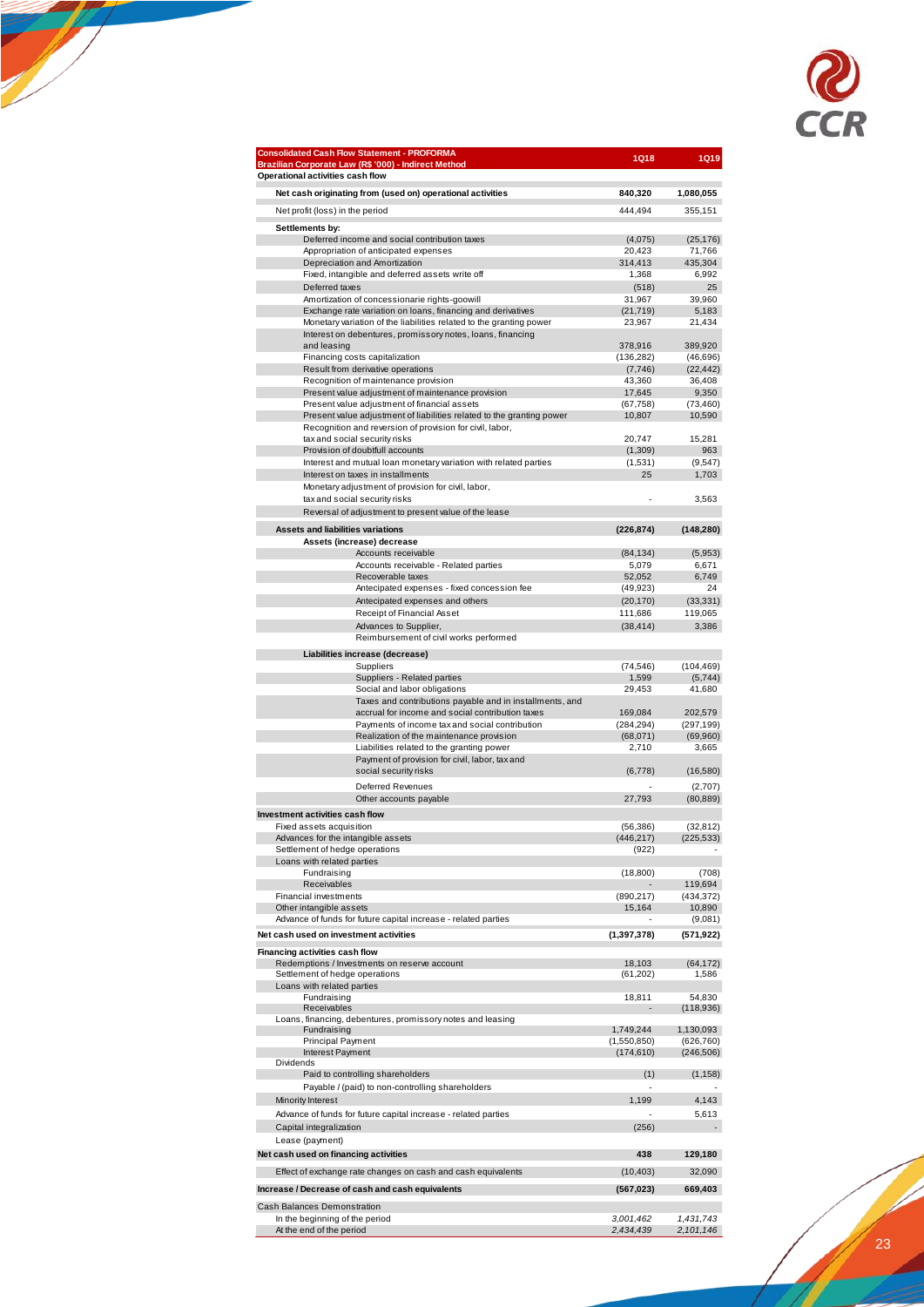| Consolidated Cash Flow Statement - PROFORMA<br>Brazilian Corporate Law (R$ '000) - Indirect Method | 1Q18 | 1Q19 |
|---|---|---|
| **Operational activities cash flow** | | |
| **Net cash originating from (used on) operational activities** | **840,320** | **1,080,055** |
| Net profit (loss) in the period | 444,494 | 355,151 |
| **Settlements by:** | | |
| Deferred income and social contribution taxes | (4,075) | (25,176) |
| Appropriation of anticipated expenses | 20,423 | 71,766 |
| Depreciation and Amortization | 314,413 | 435,304 |
| Fixed, intangible and deferred assets write off | 1,368 | 6,992 |
| Deferred taxes | (518) | 25 |
| Amortization of concessionarie rights-goowill | 31,967 | 39,960 |
| Exchange rate variation on loans, financing and derivatives | (21,719) | 5,183 |
| Monetary variation of the liabilities related to the granting power | 23,967 | 21,434 |
| Interest on debentures, promissory notes, loans, financing and leasing | 378,916 | 389,920 |
| Financing costs capitalization | (136,282) | (46,696) |
| Result from derivative operations | (7,746) | (22,442) |
| Recognition of maintenance provision | 43,360 | 36,408 |
| Present value adjustment of maintenance provision | 17,645 | 9,350 |
| Present value adjustment of financial assets | (67,758) | (73,460) |
| Present value adjustment of liabilities related to the granting power | 10,807 | 10,590 |
| Recognition and reversion of provision for civil, labor, tax and social security risks | 20,747 | 15,281 |
| Provision of doubtfull accounts | (1,309) | 963 |
| Interest and mutual loan monetary variation with related parties | (1,531) | (9,547) |
| Interest on taxes in installments | 25 | 1,703 |
| Monetary adjustment of provision for civil, labor, tax and social security risks | - | 3,563 |
| Reversal of adjustment to present value of the lease | | |
| **Assets and liabilities variations** | **(226,874)** | **(148,280)** |
| **Assets (increase) decrease** | | |
| Accounts receivable | (84,134) | (5,953) |
| Accounts receivable - Related parties | 5,079 | 6,671 |
| Recoverable taxes | 52,052 | 6,749 |
| Antecipated expenses - fixed concession fee | (49,923) | 24 |
| Antecipated expenses and others | (20,170) | (33,331) |
| Receipt of Financial Asset | 111,686 | 119,065 |
| Advances to Supplier, | (38,414) | 3,386 |
| Reimbursement of civil works performed | | |
| **Liabilities increase (decrease)** | | |
| Suppliers | (74,546) | (104,469) |
| Suppliers - Related parties | 1,599 | (5,744) |
| Social and labor obligations | 29,453 | 41,680 |
| Taxes and contributions payable and in installments, and accrual for income and social contribution taxes | 169,084 | 202,579 |
| Payments of income tax and social contribution | (284,294) | (297,199) |
| Realization of the maintenance provision | (68,071) | (69,960) |
| Liabilities related to the granting power | 2,710 | 3,665 |
| Payment of provision for civil, labor, tax and social security risks | (6,778) | (16,580) |
| Deferred Revenues | - | (2,707) |
| Other accounts payable | 27,793 | (80,889) |
| **Investment activities cash flow** | | |
| Fixed assets acquisition | (56,386) | (32,812) |
| Advances for the intangible assets | (446,217) | (225,533) |
| Settlement of hedge operations | (922) | - |
| Loans with related parties | | |
| Fundraising | (18,800) | (708) |
| Receivables | - | 119,694 |
| Financial investments | (890,217) | (434,372) |
| Other intangible assets | 15,164 | 10,890 |
| Advance of funds for future capital increase - related parties | - | (9,081) |
| **Net cash used on investment activities** | **(1,397,378)** | **(571,922)** |
| **Financing activities cash flow** | | |
| Redemptions / Investments on reserve account | 18,103 | (64,172) |
| Settlement of hedge operations | (61,202) | 1,586 |
| Loans with related parties | | |
| Fundraising | 18,811 | 54,830 |
| Receivables | - | (118,936) |
| Loans, financing, debentures, promissory notes and leasing | | |
| Fundraising | 1,749,244 | 1,130,093 |
| Principal Payment | (1,550,850) | (626,760) |
| Interest Payment | (174,610) | (246,506) |
| Dividends | | |
| Paid to controlling shareholders | (1) | (1,158) |
| Payable / (paid) to non-controlling shareholders | - | - |
| Minority Interest | 1,199 | 4,143 |
| Advance of funds for future capital increase - related parties | - | 5,613 |
| Capital integralization | (256) | - |
| Lease (payment) | | |
| **Net cash used on financing activities** | **438** | **129,180** |
| Effect of exchange rate changes on cash and cash equivalents | (10,403) | 32,090 |
| **Increase / Decrease of cash and cash equivalents** | **(567,023)** | **669,403** |
| Cash Balances Demonstration | | |
| In the beginning of the period | *3,001,462* | *1,431,743* |
| At the end of the period | *2,434,439* | *2,101,146* |